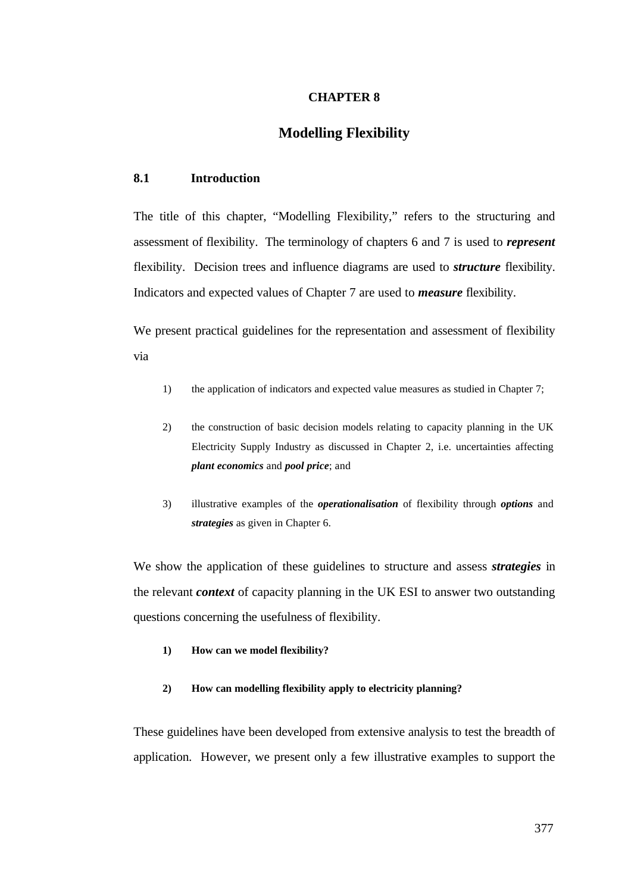# CHAPTER 8

# Modelling Flexibility

## 8.1 Introduction

The title of this chapter, “Modelling Flexibility,” refers to the structuring and assessment of flexibility. The terminology of chapters 6 and 7 is used to ***represent*** flexibility. Decision trees and influence diagrams are used to ***structure*** flexibility. Indicators and expected values of Chapter 7 are used to ***measure*** flexibility.

We present practical guidelines for the representation and assessment of flexibility via

1) the application of indicators and expected value measures as studied in Chapter 7;

2) the construction of basic decision models relating to capacity planning in the UK Electricity Supply Industry as discussed in Chapter 2, i.e. uncertainties affecting ***plant economics*** and ***pool price***; and

3) illustrative examples of the ***operationalisation*** of flexibility through ***options*** and ***strategies*** as given in Chapter 6.

We show the application of these guidelines to structure and assess ***strategies*** in the relevant ***context*** of capacity planning in the UK ESI to answer two outstanding questions concerning the usefulness of flexibility.

**1) How can we model flexibility?**

**2) How can modelling flexibility apply to electricity planning?**

These guidelines have been developed from extensive analysis to test the breadth of application. However, we present only a few illustrative examples to support the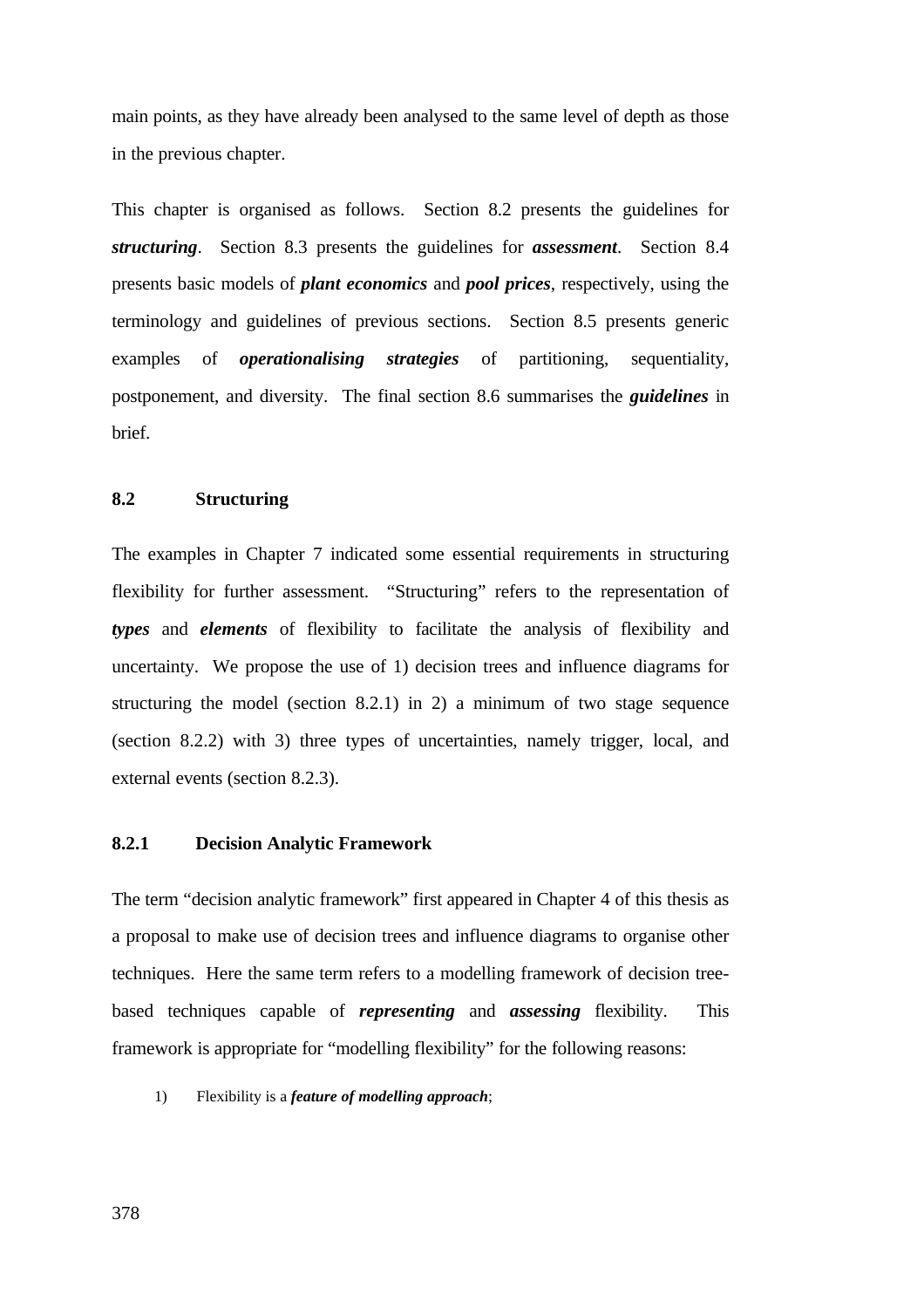main points, as they have already been analysed to the same level of depth as those in the previous chapter.

This chapter is organised as follows. Section 8.2 presents the guidelines for ***structuring***. Section 8.3 presents the guidelines for ***assessment***. Section 8.4 presents basic models of ***plant economics*** and ***pool prices***, respectively, using the terminology and guidelines of previous sections. Section 8.5 presents generic examples of ***operationalising strategies*** of partitioning, sequentiality, postponement, and diversity. The final section 8.6 summarises the ***guidelines*** in brief.

## 8.2 Structuring

The examples in Chapter 7 indicated some essential requirements in structuring flexibility for further assessment. "Structuring" refers to the representation of ***types*** and ***elements*** of flexibility to facilitate the analysis of flexibility and uncertainty. We propose the use of 1) decision trees and influence diagrams for structuring the model (section 8.2.1) in 2) a minimum of two stage sequence (section 8.2.2) with 3) three types of uncertainties, namely trigger, local, and external events (section 8.2.3).

### 8.2.1 Decision Analytic Framework

The term "decision analytic framework" first appeared in Chapter 4 of this thesis as a proposal to make use of decision trees and influence diagrams to organise other techniques. Here the same term refers to a modelling framework of decision tree-based techniques capable of ***representing*** and ***assessing*** flexibility. This framework is appropriate for "modelling flexibility" for the following reasons:

1) Flexibility is a ***feature of modelling approach***;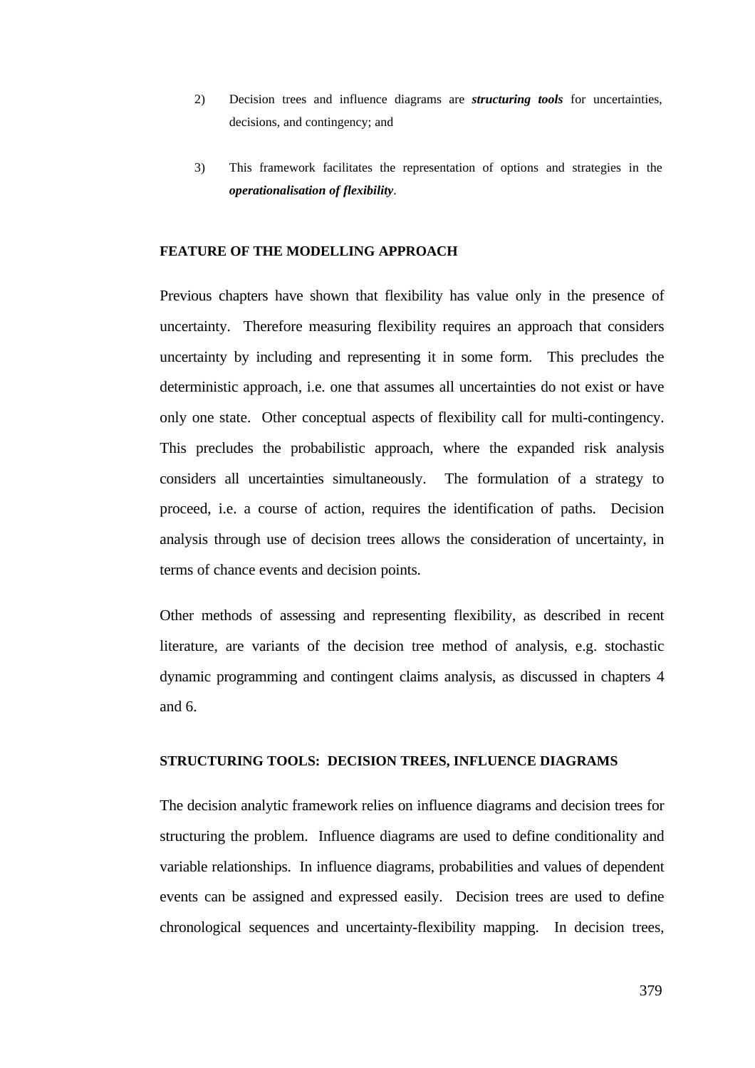2) Decision trees and influence diagrams are ***structuring tools*** for uncertainties, decisions, and contingency; and

3) This framework facilitates the representation of options and strategies in the ***operationalisation of flexibility***.

**FEATURE OF THE MODELLING APPROACH**

Previous chapters have shown that flexibility has value only in the presence of uncertainty. Therefore measuring flexibility requires an approach that considers uncertainty by including and representing it in some form. This precludes the deterministic approach, i.e. one that assumes all uncertainties do not exist or have only one state. Other conceptual aspects of flexibility call for multi-contingency. This precludes the probabilistic approach, where the expanded risk analysis considers all uncertainties simultaneously. The formulation of a strategy to proceed, i.e. a course of action, requires the identification of paths. Decision analysis through use of decision trees allows the consideration of uncertainty, in terms of chance events and decision points.

Other methods of assessing and representing flexibility, as described in recent literature, are variants of the decision tree method of analysis, e.g. stochastic dynamic programming and contingent claims analysis, as discussed in chapters 4 and 6.

**STRUCTURING TOOLS: DECISION TREES, INFLUENCE DIAGRAMS**

The decision analytic framework relies on influence diagrams and decision trees for structuring the problem. Influence diagrams are used to define conditionality and variable relationships. In influence diagrams, probabilities and values of dependent events can be assigned and expressed easily. Decision trees are used to define chronological sequences and uncertainty-flexibility mapping. In decision trees,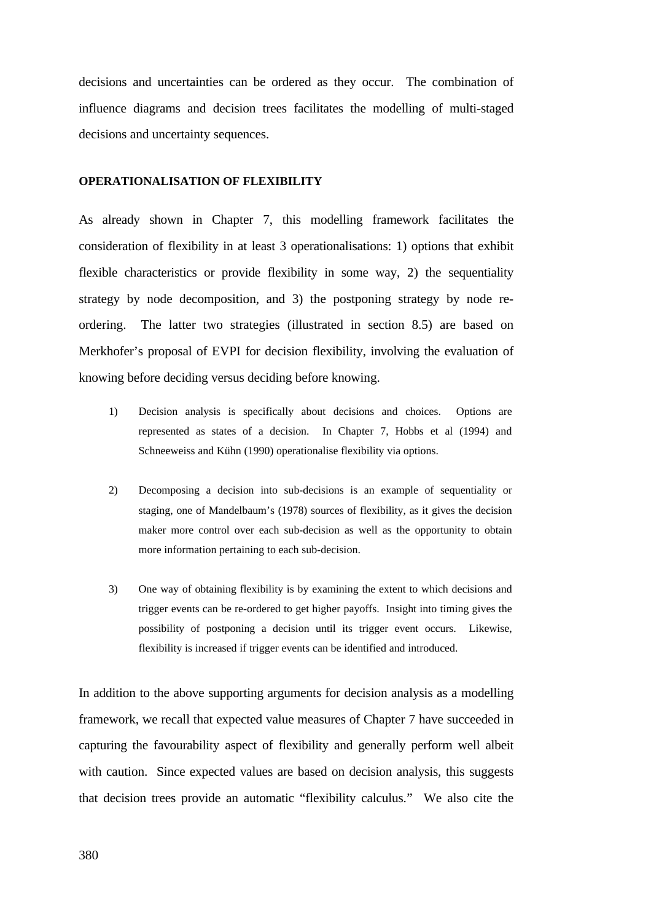decisions and uncertainties can be ordered as they occur. The combination of influence diagrams and decision trees facilitates the modelling of multi-staged decisions and uncertainty sequences.

**OPERATIONALISATION OF FLEXIBILITY**

As already shown in Chapter 7, this modelling framework facilitates the consideration of flexibility in at least 3 operationalisations: 1) options that exhibit flexible characteristics or provide flexibility in some way, 2) the sequentiality strategy by node decomposition, and 3) the postponing strategy by node re-ordering. The latter two strategies (illustrated in section 8.5) are based on Merkhofer's proposal of EVPI for decision flexibility, involving the evaluation of knowing before deciding versus deciding before knowing.

1) Decision analysis is specifically about decisions and choices. Options are represented as states of a decision. In Chapter 7, Hobbs et al (1994) and Schneeweiss and Kühn (1990) operationalise flexibility via options.

2) Decomposing a decision into sub-decisions is an example of sequentiality or staging, one of Mandelbaum's (1978) sources of flexibility, as it gives the decision maker more control over each sub-decision as well as the opportunity to obtain more information pertaining to each sub-decision.

3) One way of obtaining flexibility is by examining the extent to which decisions and trigger events can be re-ordered to get higher payoffs. Insight into timing gives the possibility of postponing a decision until its trigger event occurs. Likewise, flexibility is increased if trigger events can be identified and introduced.

In addition to the above supporting arguments for decision analysis as a modelling framework, we recall that expected value measures of Chapter 7 have succeeded in capturing the favourability aspect of flexibility and generally perform well albeit with caution. Since expected values are based on decision analysis, this suggests that decision trees provide an automatic "flexibility calculus." We also cite the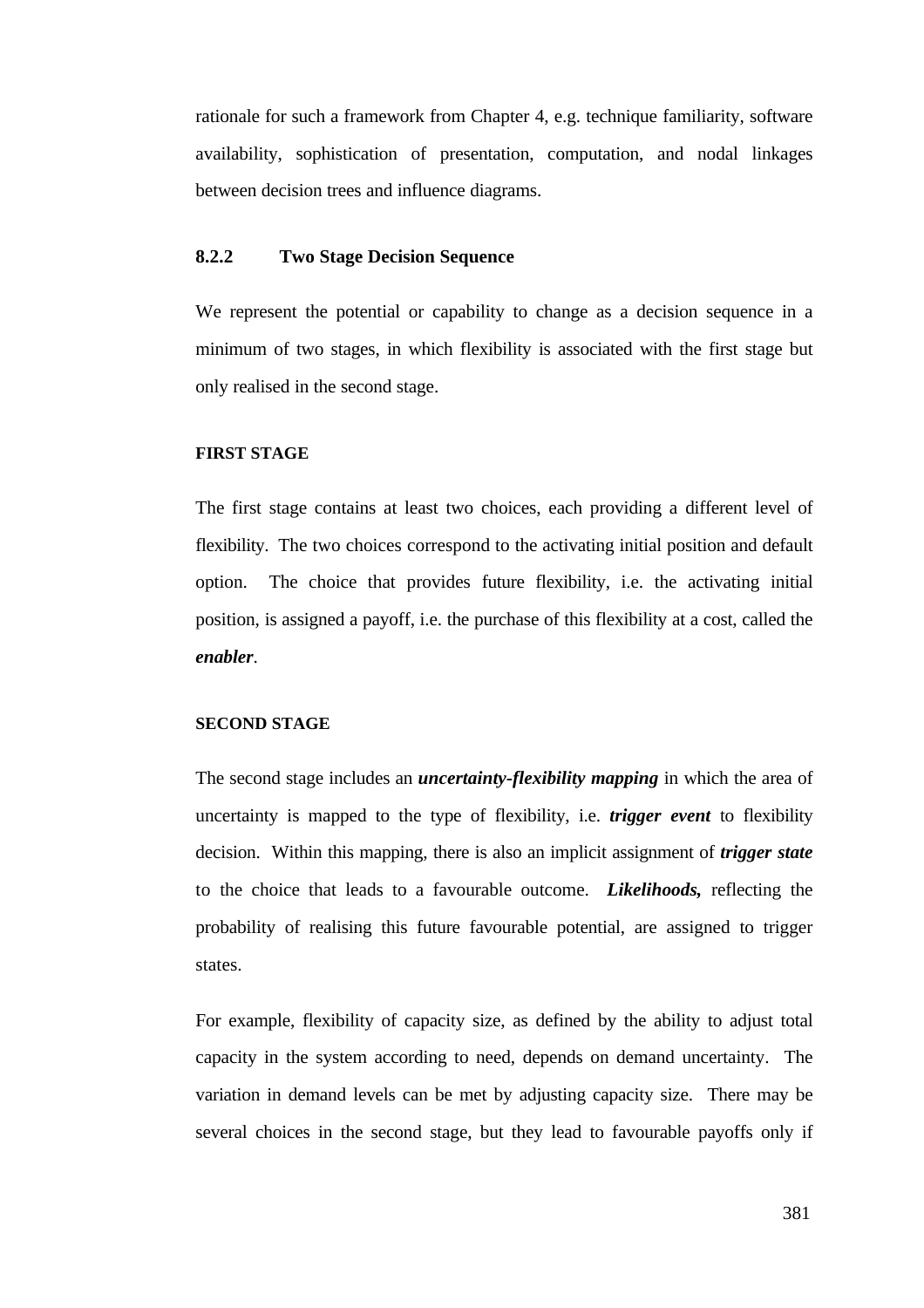rationale for such a framework from Chapter 4, e.g. technique familiarity, software availability, sophistication of presentation, computation, and nodal linkages between decision trees and influence diagrams.

### 8.2.2 Two Stage Decision Sequence

We represent the potential or capability to change as a decision sequence in a minimum of two stages, in which flexibility is associated with the first stage but only realised in the second stage.

#### FIRST STAGE

The first stage contains at least two choices, each providing a different level of flexibility. The two choices correspond to the activating initial position and default option. The choice that provides future flexibility, i.e. the activating initial position, is assigned a payoff, i.e. the purchase of this flexibility at a cost, called the ***enabler***.

#### SECOND STAGE

The second stage includes an ***uncertainty-flexibility mapping*** in which the area of uncertainty is mapped to the type of flexibility, i.e. ***trigger event*** to flexibility decision. Within this mapping, there is also an implicit assignment of ***trigger state*** to the choice that leads to a favourable outcome. ***Likelihoods,*** reflecting the probability of realising this future favourable potential, are assigned to trigger states.

For example, flexibility of capacity size, as defined by the ability to adjust total capacity in the system according to need, depends on demand uncertainty. The variation in demand levels can be met by adjusting capacity size. There may be several choices in the second stage, but they lead to favourable payoffs only if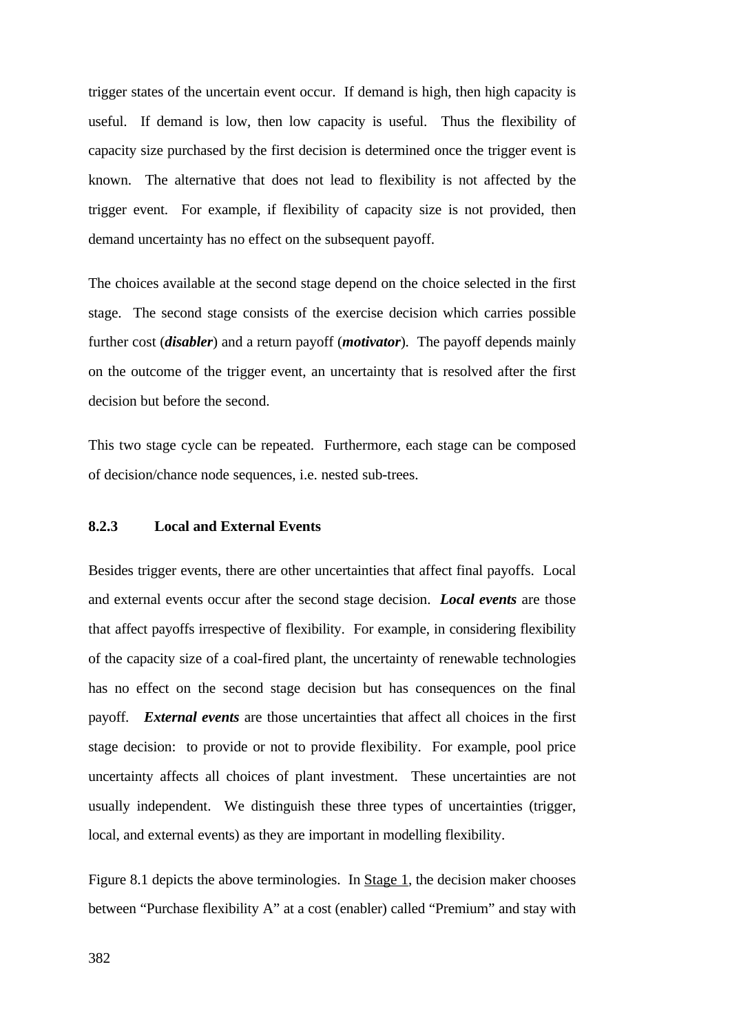trigger states of the uncertain event occur. If demand is high, then high capacity is useful. If demand is low, then low capacity is useful. Thus the flexibility of capacity size purchased by the first decision is determined once the trigger event is known. The alternative that does not lead to flexibility is not affected by the trigger event. For example, if flexibility of capacity size is not provided, then demand uncertainty has no effect on the subsequent payoff.

The choices available at the second stage depend on the choice selected in the first stage. The second stage consists of the exercise decision which carries possible further cost (***disabler***) and a return payoff (***motivator***). The payoff depends mainly on the outcome of the trigger event, an uncertainty that is resolved after the first decision but before the second.

This two stage cycle can be repeated. Furthermore, each stage can be composed of decision/chance node sequences, i.e. nested sub-trees.

### 8.2.3 Local and External Events

Besides trigger events, there are other uncertainties that affect final payoffs. Local and external events occur after the second stage decision. ***Local events*** are those that affect payoffs irrespective of flexibility. For example, in considering flexibility of the capacity size of a coal-fired plant, the uncertainty of renewable technologies has no effect on the second stage decision but has consequences on the final payoff. ***External events*** are those uncertainties that affect all choices in the first stage decision: to provide or not to provide flexibility. For example, pool price uncertainty affects all choices of plant investment. These uncertainties are not usually independent. We distinguish these three types of uncertainties (trigger, local, and external events) as they are important in modelling flexibility.

Figure 8.1 depicts the above terminologies. In Stage 1, the decision maker chooses between "Purchase flexibility A" at a cost (enabler) called "Premium" and stay with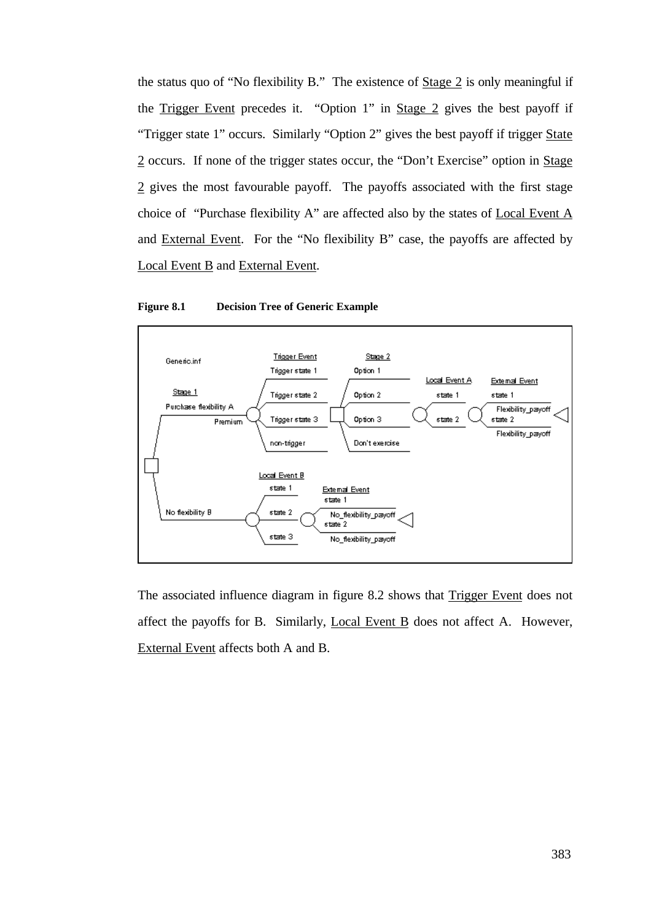the status quo of "No flexibility B." The existence of Stage 2 is only meaningful if the Trigger Event precedes it. "Option 1" in Stage 2 gives the best payoff if "Trigger state 1" occurs. Similarly "Option 2" gives the best payoff if trigger State 2 occurs. If none of the trigger states occur, the "Don't Exercise" option in Stage 2 gives the most favourable payoff. The payoffs associated with the first stage choice of "Purchase flexibility A" are affected also by the states of Local Event A and External Event. For the "No flexibility B" case, the payoffs are affected by Local Event B and External Event.

**Figure 8.1 Decision Tree of Generic Example**

The associated influence diagram in figure 8.2 shows that Trigger Event does not affect the payoffs for B. Similarly, Local Event B does not affect A. However, External Event affects both A and B.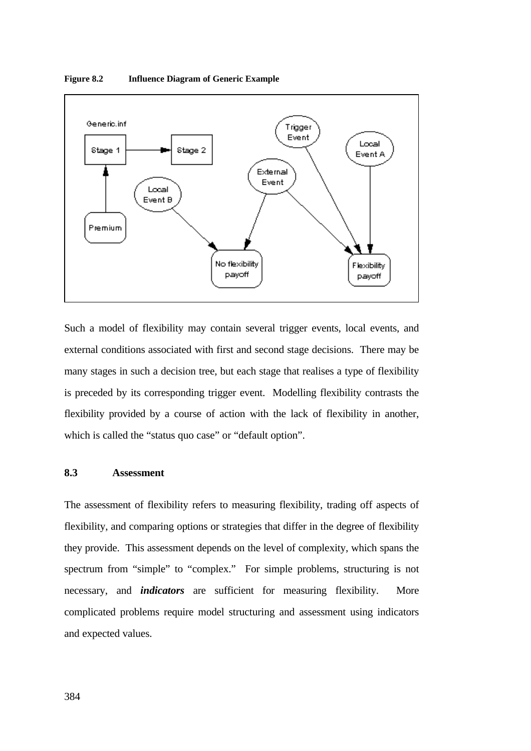**Figure 8.2 Influence Diagram of Generic Example**

Such a model of flexibility may contain several trigger events, local events, and external conditions associated with first and second stage decisions. There may be many stages in such a decision tree, but each stage that realises a type of flexibility is preceded by its corresponding trigger event. Modelling flexibility contrasts the flexibility provided by a course of action with the lack of flexibility in another, which is called the "status quo case" or "default option".

## 8.3 Assessment

The assessment of flexibility refers to measuring flexibility, trading off aspects of flexibility, and comparing options or strategies that differ in the degree of flexibility they provide. This assessment depends on the level of complexity, which spans the spectrum from "simple" to "complex." For simple problems, structuring is not necessary, and ***indicators*** are sufficient for measuring flexibility. More complicated problems require model structuring and assessment using indicators and expected values.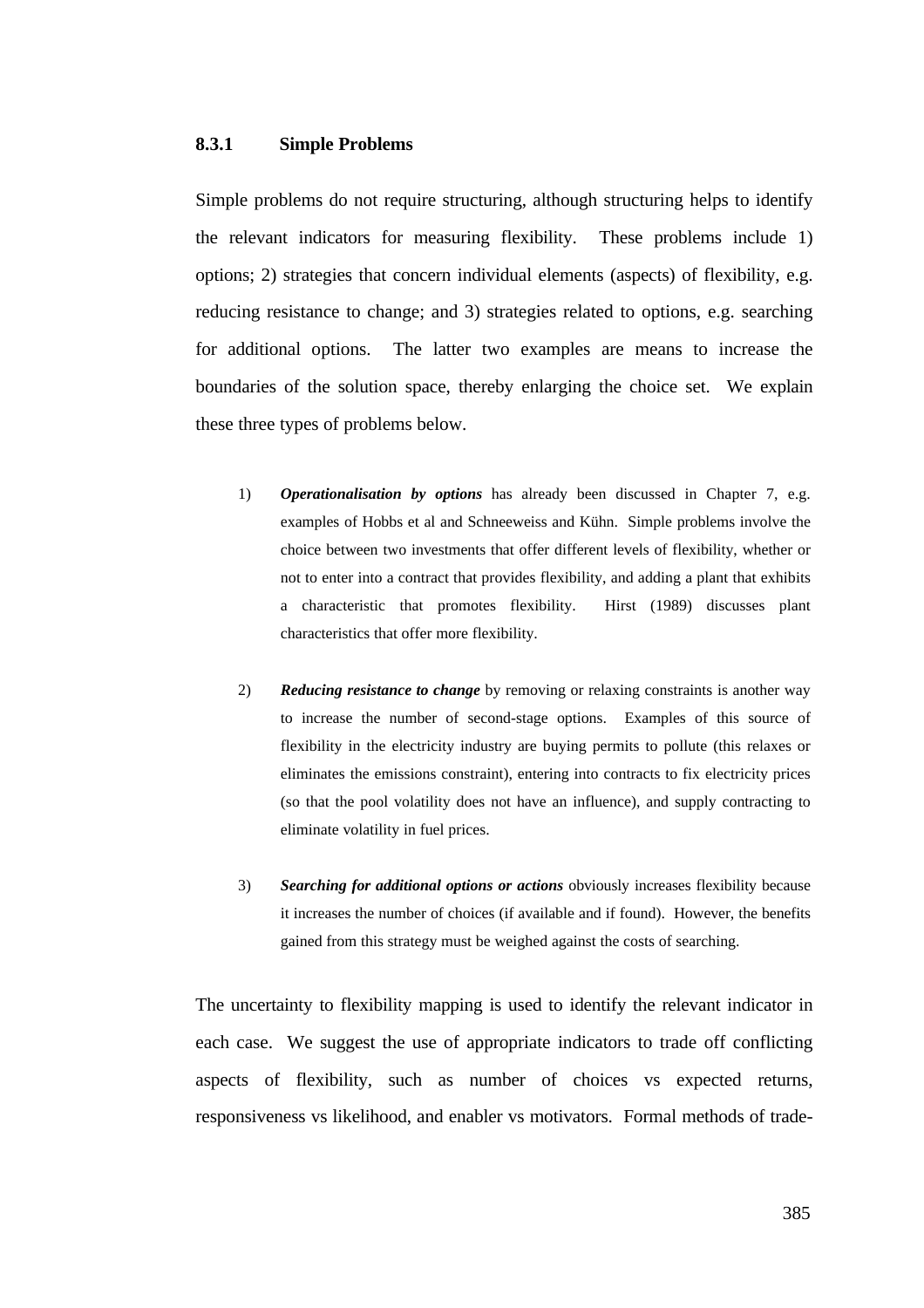### 8.3.1 Simple Problems

Simple problems do not require structuring, although structuring helps to identify the relevant indicators for measuring flexibility. These problems include 1) options; 2) strategies that concern individual elements (aspects) of flexibility, e.g. reducing resistance to change; and 3) strategies related to options, e.g. searching for additional options. The latter two examples are means to increase the boundaries of the solution space, thereby enlarging the choice set. We explain these three types of problems below.

1) ***Operationalisation by options*** has already been discussed in Chapter 7, e.g. examples of Hobbs et al and Schneeweiss and Kühn. Simple problems involve the choice between two investments that offer different levels of flexibility, whether or not to enter into a contract that provides flexibility, and adding a plant that exhibits a characteristic that promotes flexibility. Hirst (1989) discusses plant characteristics that offer more flexibility.

2) ***Reducing resistance to change*** by removing or relaxing constraints is another way to increase the number of second-stage options. Examples of this source of flexibility in the electricity industry are buying permits to pollute (this relaxes or eliminates the emissions constraint), entering into contracts to fix electricity prices (so that the pool volatility does not have an influence), and supply contracting to eliminate volatility in fuel prices.

3) ***Searching for additional options or actions*** obviously increases flexibility because it increases the number of choices (if available and if found). However, the benefits gained from this strategy must be weighed against the costs of searching.

The uncertainty to flexibility mapping is used to identify the relevant indicator in each case. We suggest the use of appropriate indicators to trade off conflicting aspects of flexibility, such as number of choices vs expected returns, responsiveness vs likelihood, and enabler vs motivators. Formal methods of trade-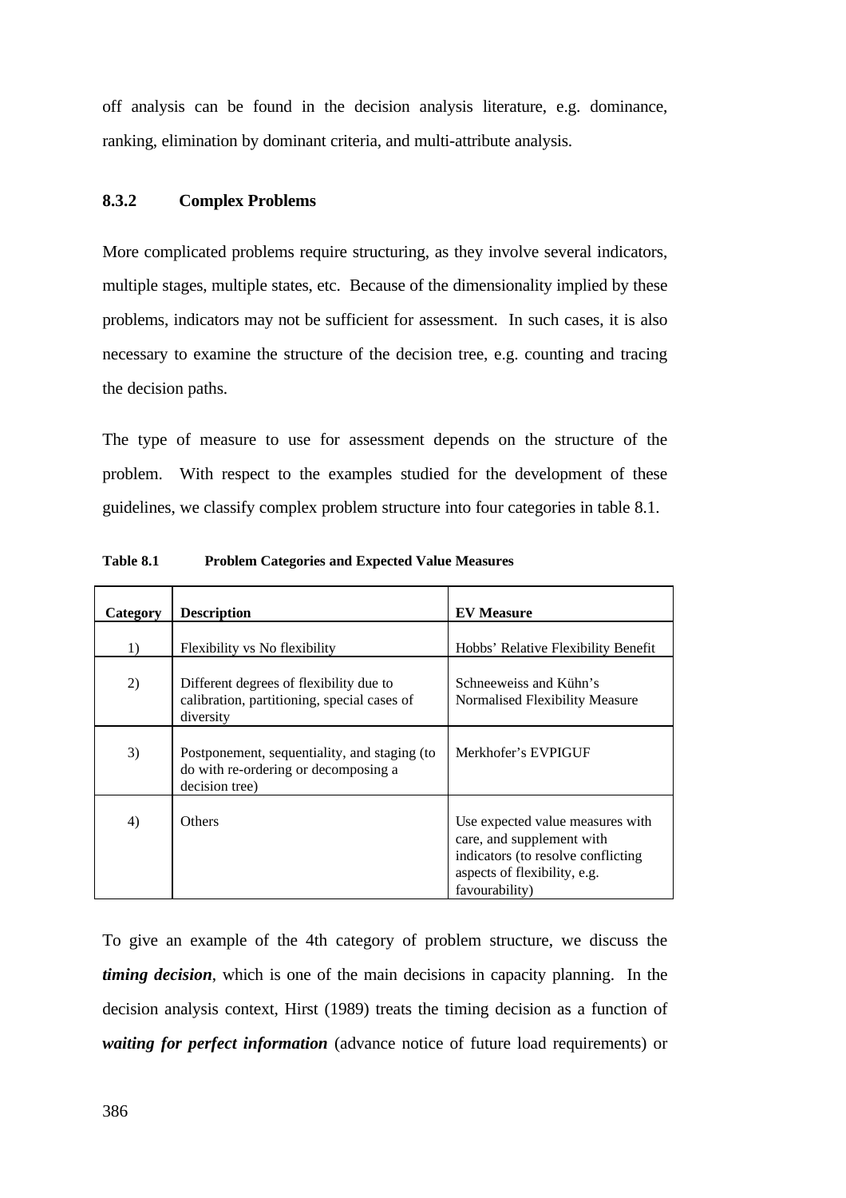off analysis can be found in the decision analysis literature, e.g. dominance, ranking, elimination by dominant criteria, and multi-attribute analysis.

### 8.3.2 Complex Problems

More complicated problems require structuring, as they involve several indicators, multiple stages, multiple states, etc. Because of the dimensionality implied by these problems, indicators may not be sufficient for assessment. In such cases, it is also necessary to examine the structure of the decision tree, e.g. counting and tracing the decision paths.

The type of measure to use for assessment depends on the structure of the problem. With respect to the examples studied for the development of these guidelines, we classify complex problem structure into four categories in table 8.1.

**Table 8.1 Problem Categories and Expected Value Measures**

| Category | Description | EV Measure |
|---|---|---|
| 1) | Flexibility vs No flexibility | Hobbs' Relative Flexibility Benefit |
| 2) | Different degrees of flexibility due to calibration, partitioning, special cases of diversity | Schneeweiss and Kühn's Normalised Flexibility Measure |
| 3) | Postponement, sequentiality, and staging (to do with re-ordering or decomposing a decision tree) | Merkhofer's EVPIGUF |
| 4) | Others | Use expected value measures with care, and supplement with indicators (to resolve conflicting aspects of flexibility, e.g. favourability) |

To give an example of the 4th category of problem structure, we discuss the ***timing decision***, which is one of the main decisions in capacity planning. In the decision analysis context, Hirst (1989) treats the timing decision as a function of ***waiting for perfect information*** (advance notice of future load requirements) or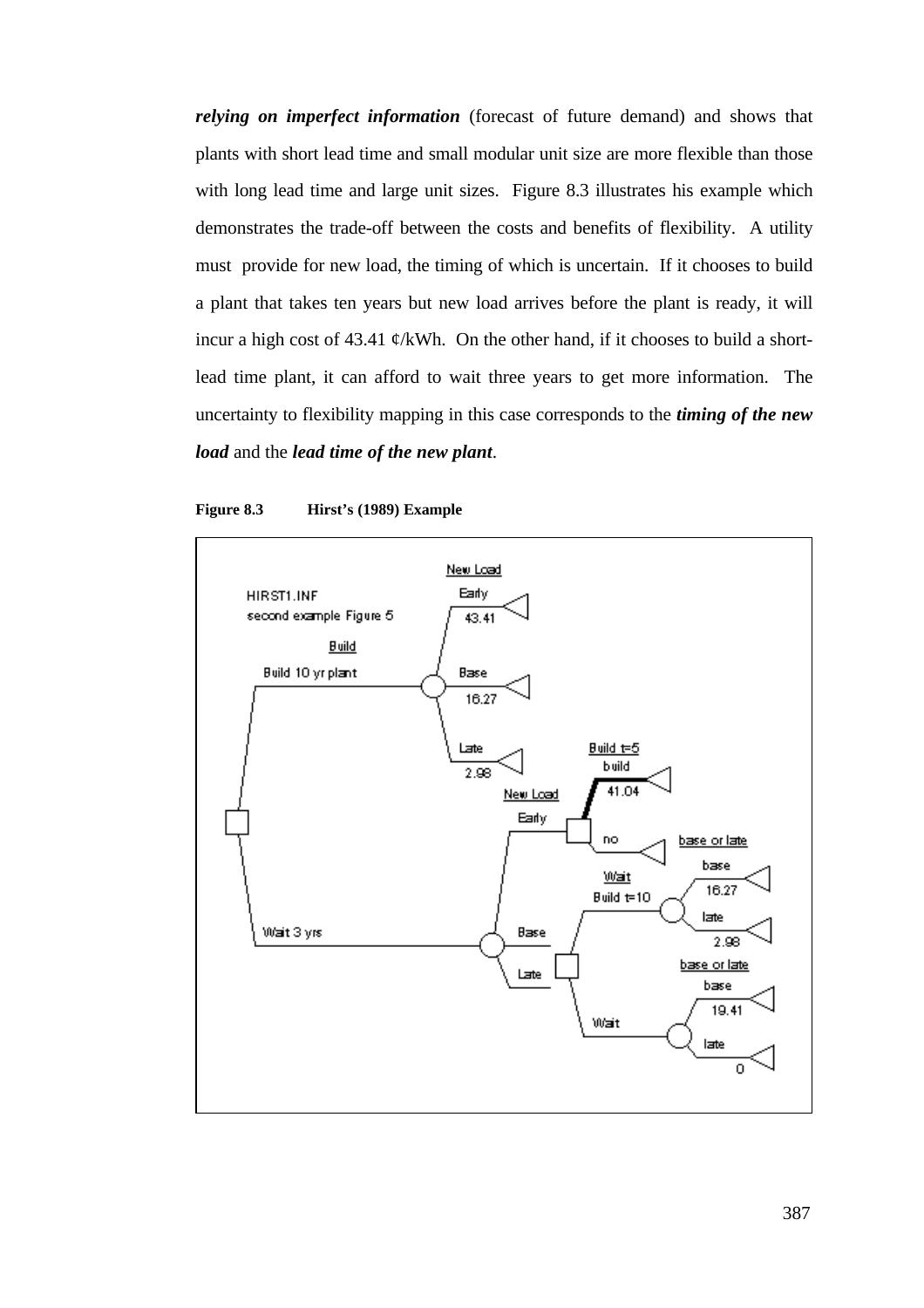***relying on imperfect information*** (forecast of future demand) and shows that plants with short lead time and small modular unit size are more flexible than those with long lead time and large unit sizes. Figure 8.3 illustrates his example which demonstrates the trade-off between the costs and benefits of flexibility. A utility must provide for new load, the timing of which is uncertain. If it chooses to build a plant that takes ten years but new load arrives before the plant is ready, it will incur a high cost of 43.41 ¢/kWh. On the other hand, if it chooses to build a short-lead time plant, it can afford to wait three years to get more information. The uncertainty to flexibility mapping in this case corresponds to the ***timing of the new load*** and the ***lead time of the new plant***.

**Figure 8.3 Hirst's (1989) Example**

HIRST1.INF
second example Figure 5

- Build: Build 10 yr plant → New Load
  - Early: 43.41
  - Base: 16.27
  - Late: 2.98
- Wait 3 yrs → New Load
  - Early → Build t=5
    - build: 41.04
    - no
  - Base / Late → Wait
    - Build t=10 → base or late
      - base: 16.27
      - late: 2.98
    - Wait → base or late
      - base: 19.41
      - late: 0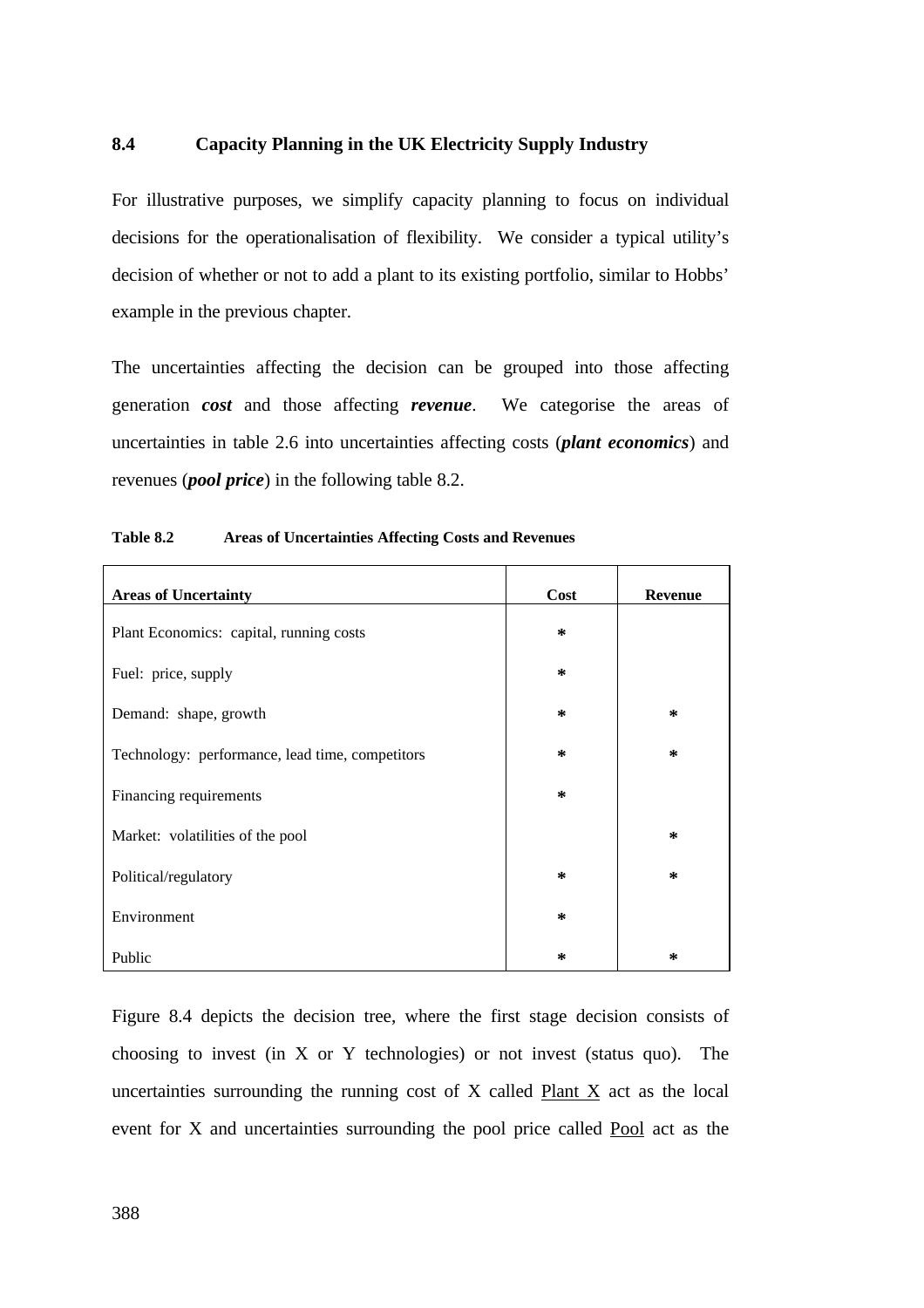## 8.4 Capacity Planning in the UK Electricity Supply Industry

For illustrative purposes, we simplify capacity planning to focus on individual decisions for the operationalisation of flexibility. We consider a typical utility's decision of whether or not to add a plant to its existing portfolio, similar to Hobbs' example in the previous chapter.

The uncertainties affecting the decision can be grouped into those affecting generation ***cost*** and those affecting ***revenue***. We categorise the areas of uncertainties in table 2.6 into uncertainties affecting costs (***plant economics***) and revenues (***pool price***) in the following table 8.2.

**Table 8.2 Areas of Uncertainties Affecting Costs and Revenues**

| Areas of Uncertainty | Cost | Revenue |
|---|---|---|
| Plant Economics: capital, running costs | * | |
| Fuel: price, supply | * | |
| Demand: shape, growth | * | * |
| Technology: performance, lead time, competitors | * | * |
| Financing requirements | * | |
| Market: volatilities of the pool | | * |
| Political/regulatory | * | * |
| Environment | * | |
| Public | * | * |

Figure 8.4 depicts the decision tree, where the first stage decision consists of choosing to invest (in X or Y technologies) or not invest (status quo). The uncertainties surrounding the running cost of X called Plant X act as the local event for X and uncertainties surrounding the pool price called Pool act as the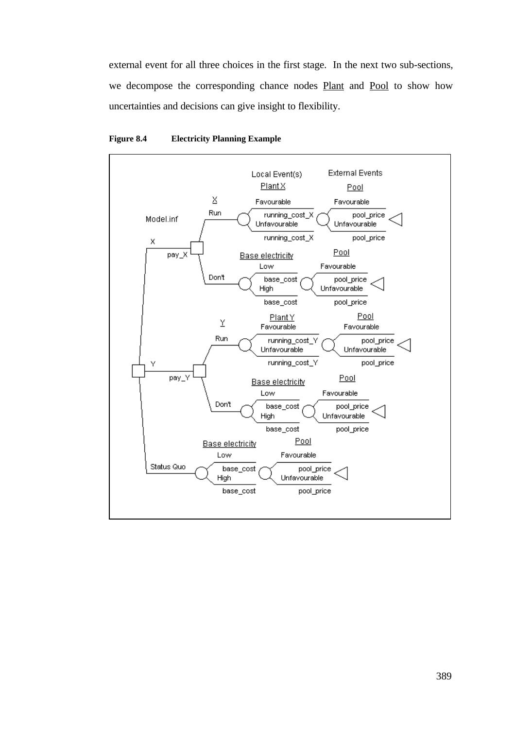external event for all three choices in the first stage. In the next two sub-sections, we decompose the corresponding chance nodes Plant and Pool to show how uncertainties and decisions can give insight to flexibility.

**Figure 8.4 Electricity Planning Example**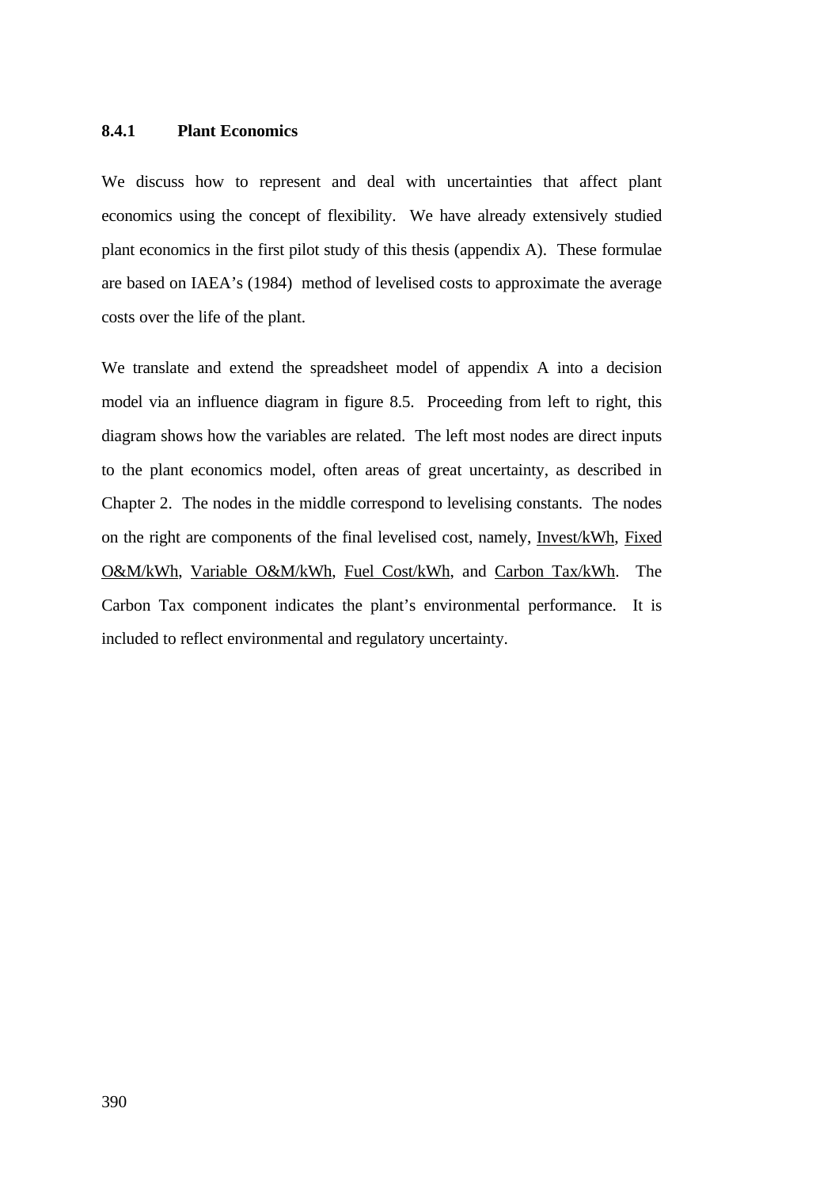### 8.4.1 Plant Economics

We discuss how to represent and deal with uncertainties that affect plant economics using the concept of flexibility. We have already extensively studied plant economics in the first pilot study of this thesis (appendix A). These formulae are based on IAEA's (1984) method of levelised costs to approximate the average costs over the life of the plant.

We translate and extend the spreadsheet model of appendix A into a decision model via an influence diagram in figure 8.5. Proceeding from left to right, this diagram shows how the variables are related. The left most nodes are direct inputs to the plant economics model, often areas of great uncertainty, as described in Chapter 2. The nodes in the middle correspond to levelising constants. The nodes on the right are components of the final levelised cost, namely, <u>Invest/kWh</u>, <u>Fixed O&M/kWh</u>, <u>Variable O&M/kWh</u>, <u>Fuel Cost/kWh</u>, and <u>Carbon Tax/kWh</u>. The Carbon Tax component indicates the plant's environmental performance. It is included to reflect environmental and regulatory uncertainty.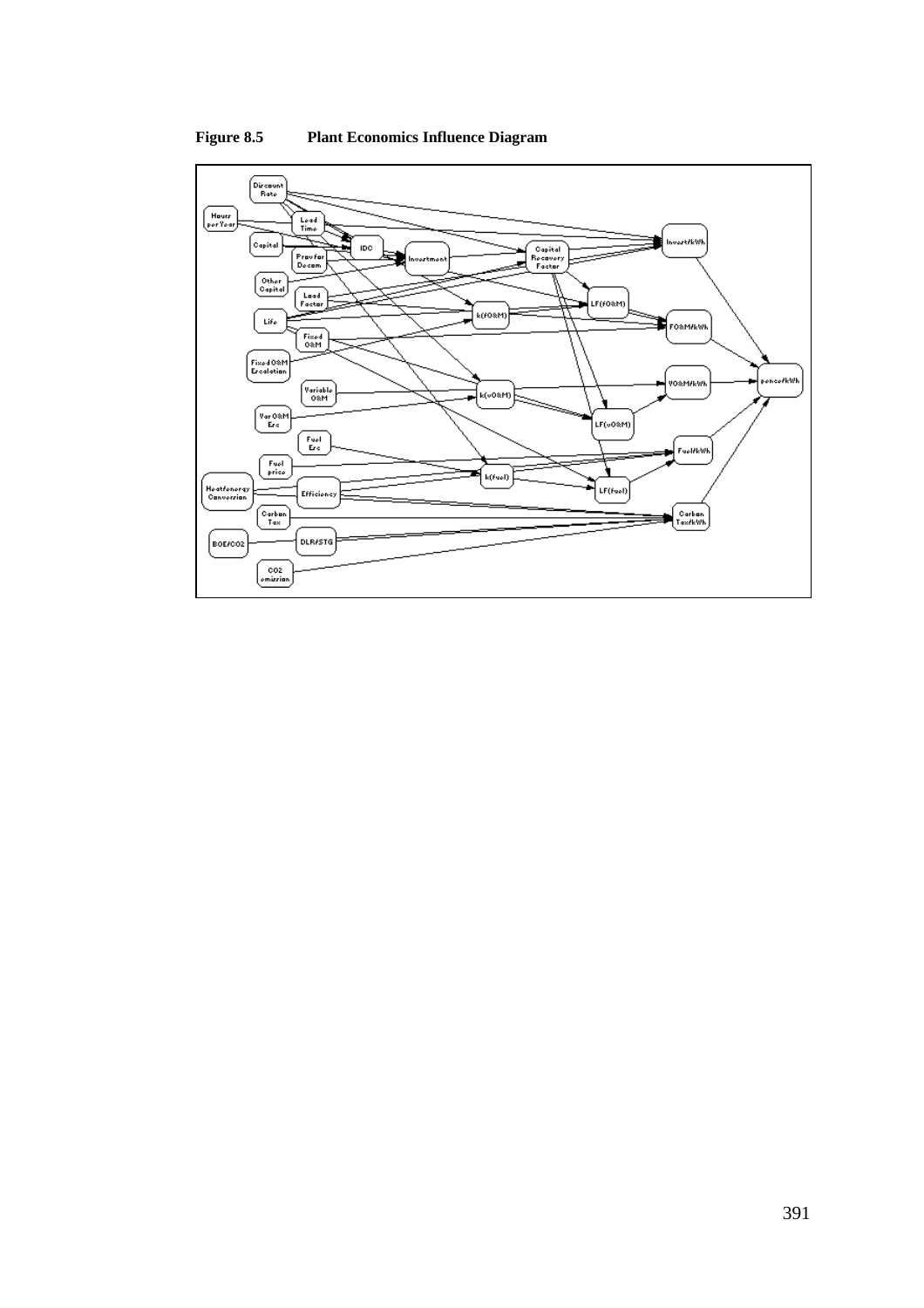**Figure 8.5 Plant Economics Influence Diagram**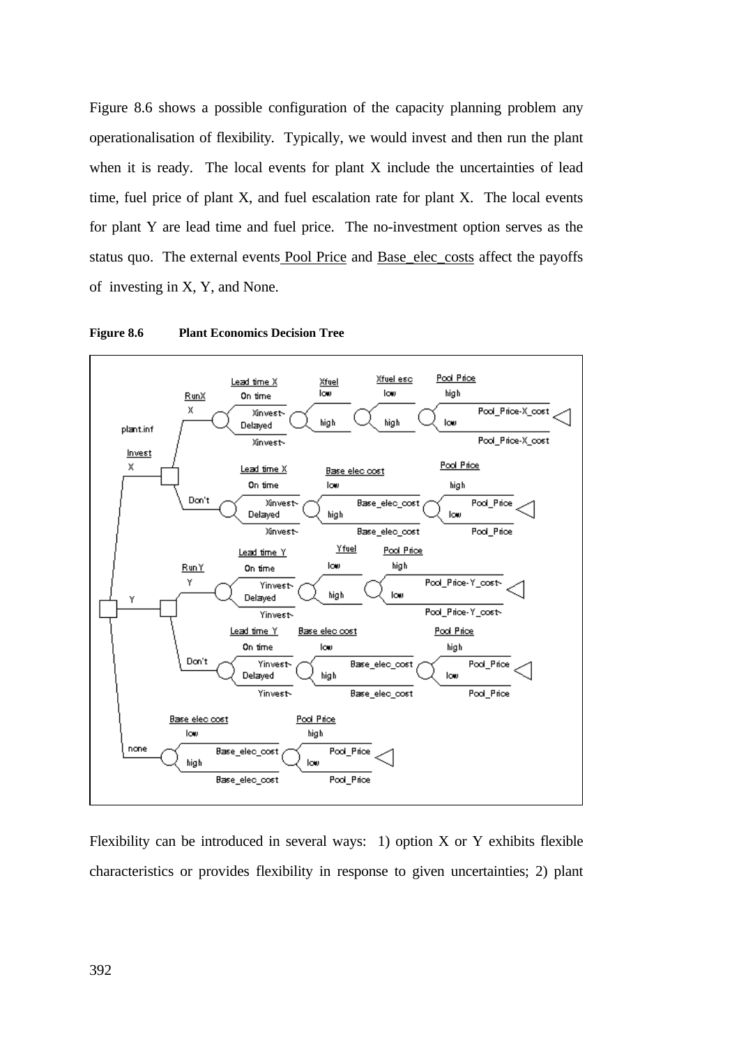Figure 8.6 shows a possible configuration of the capacity planning problem any operationalisation of flexibility. Typically, we would invest and then run the plant when it is ready. The local events for plant X include the uncertainties of lead time, fuel price of plant X, and fuel escalation rate for plant X. The local events for plant Y are lead time and fuel price. The no-investment option serves as the status quo. The external events Pool Price and Base_elec_costs affect the payoffs of investing in X, Y, and None.

**Figure 8.6 Plant Economics Decision Tree**

Flexibility can be introduced in several ways: 1) option X or Y exhibits flexible characteristics or provides flexibility in response to given uncertainties; 2) plant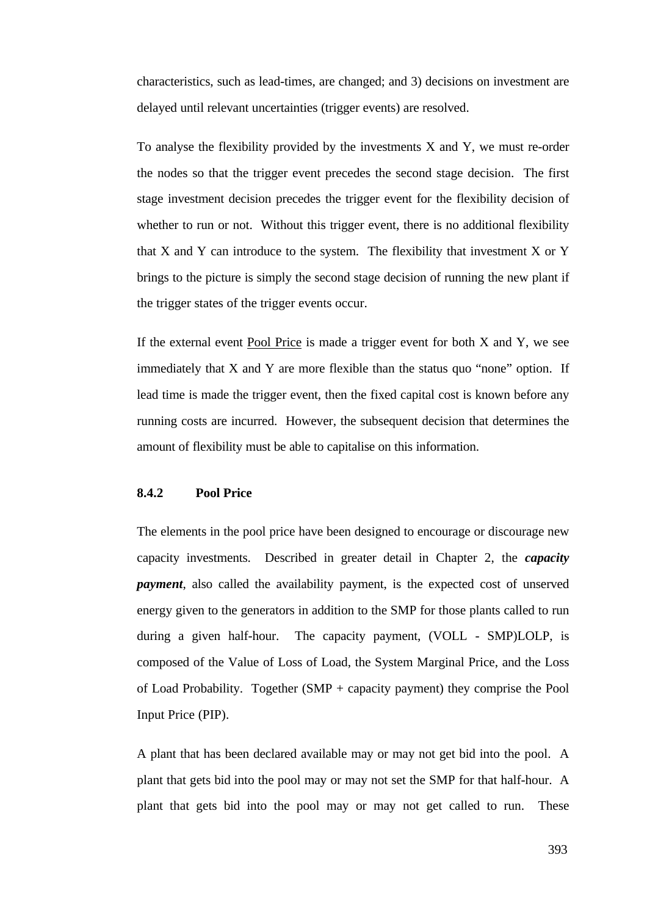characteristics, such as lead-times, are changed; and 3) decisions on investment are delayed until relevant uncertainties (trigger events) are resolved.

To analyse the flexibility provided by the investments X and Y, we must re-order the nodes so that the trigger event precedes the second stage decision. The first stage investment decision precedes the trigger event for the flexibility decision of whether to run or not. Without this trigger event, there is no additional flexibility that X and Y can introduce to the system. The flexibility that investment X or Y brings to the picture is simply the second stage decision of running the new plant if the trigger states of the trigger events occur.

If the external event <u>Pool Price</u> is made a trigger event for both X and Y, we see immediately that X and Y are more flexible than the status quo "none" option. If lead time is made the trigger event, then the fixed capital cost is known before any running costs are incurred. However, the subsequent decision that determines the amount of flexibility must be able to capitalise on this information.

### 8.4.2 Pool Price

The elements in the pool price have been designed to encourage or discourage new capacity investments. Described in greater detail in Chapter 2, the ***capacity payment***, also called the availability payment, is the expected cost of unserved energy given to the generators in addition to the SMP for those plants called to run during a given half-hour. The capacity payment, (VOLL - SMP)LOLP, is composed of the Value of Loss of Load, the System Marginal Price, and the Loss of Load Probability. Together (SMP + capacity payment) they comprise the Pool Input Price (PIP).

A plant that has been declared available may or may not get bid into the pool. A plant that gets bid into the pool may or may not set the SMP for that half-hour. A plant that gets bid into the pool may or may not get called to run. These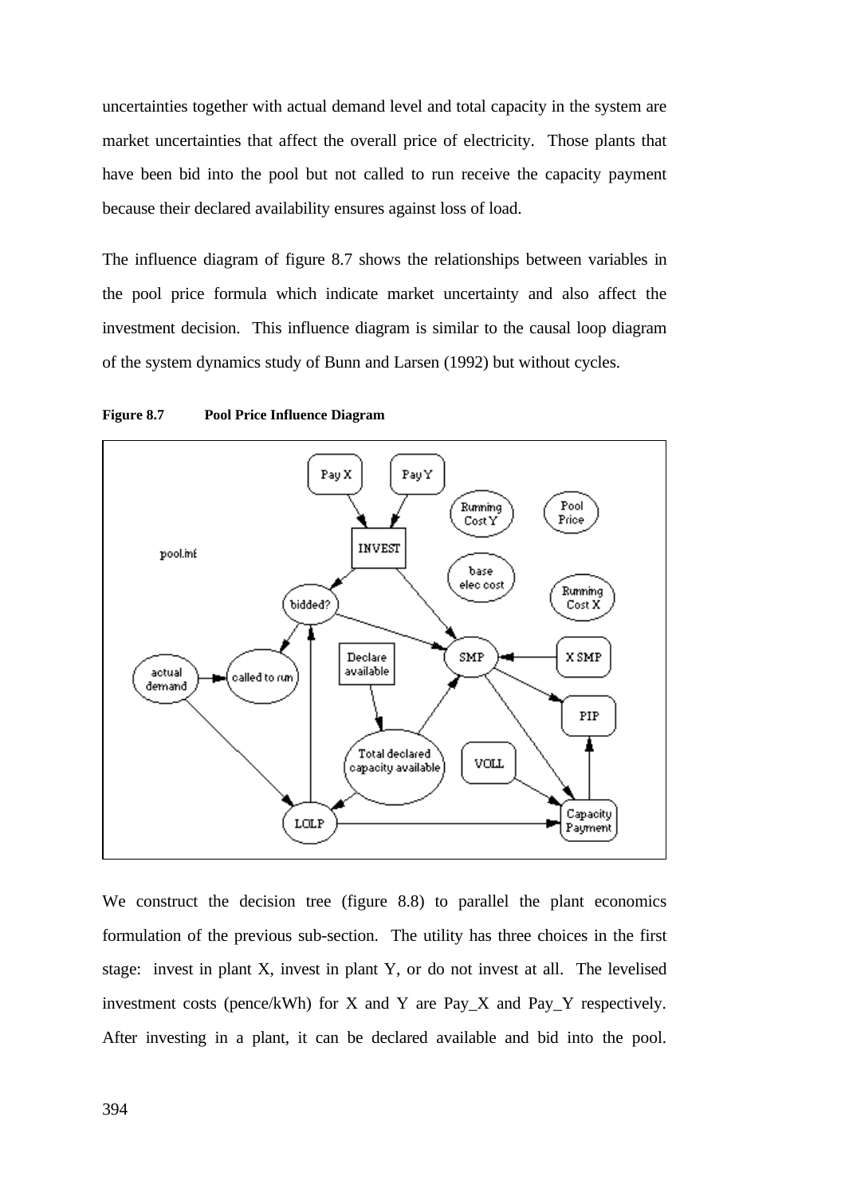uncertainties together with actual demand level and total capacity in the system are market uncertainties that affect the overall price of electricity. Those plants that have been bid into the pool but not called to run receive the capacity payment because their declared availability ensures against loss of load.

The influence diagram of figure 8.7 shows the relationships between variables in the pool price formula which indicate market uncertainty and also affect the investment decision. This influence diagram is similar to the causal loop diagram of the system dynamics study of Bunn and Larsen (1992) but without cycles.

**Figure 8.7 Pool Price Influence Diagram**

We construct the decision tree (figure 8.8) to parallel the plant economics formulation of the previous sub-section. The utility has three choices in the first stage: invest in plant X, invest in plant Y, or do not invest at all. The levelised investment costs (pence/kWh) for X and Y are Pay_X and Pay_Y respectively. After investing in a plant, it can be declared available and bid into the pool.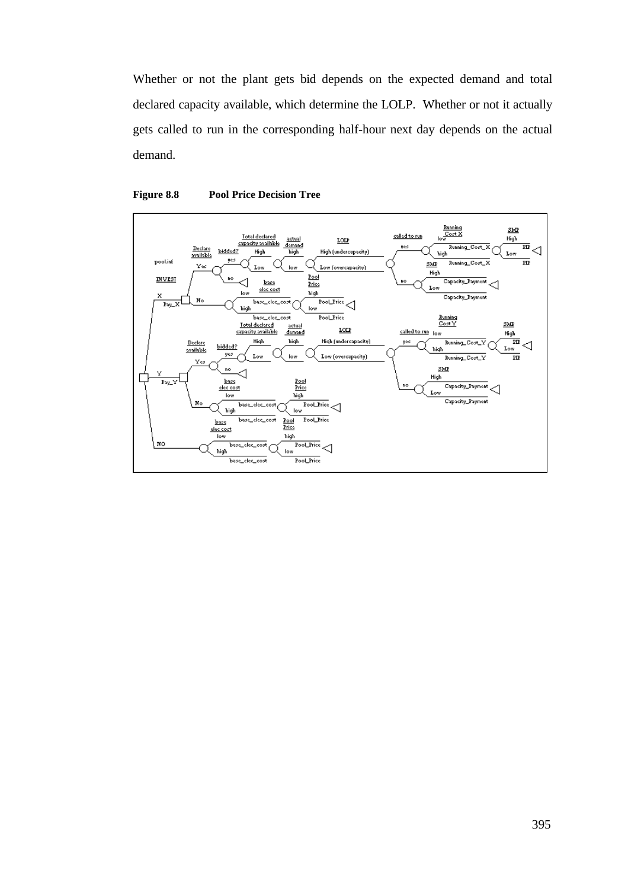Whether or not the plant gets bid depends on the expected demand and total declared capacity available, which determine the LOLP. Whether or not it actually gets called to run in the corresponding half-hour next day depends on the actual demand.

**Figure 8.8 Pool Price Decision Tree**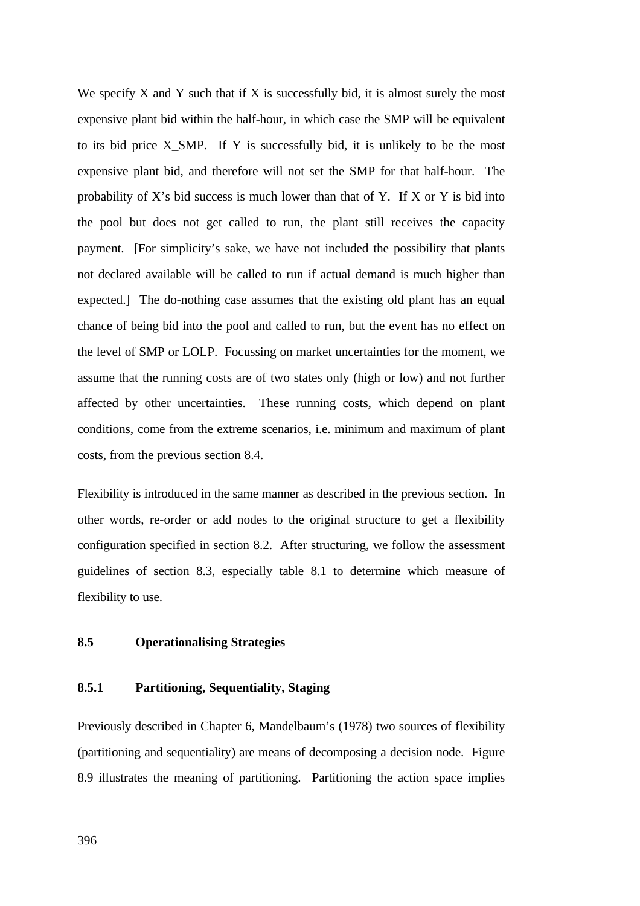We specify X and Y such that if X is successfully bid, it is almost surely the most expensive plant bid within the half-hour, in which case the SMP will be equivalent to its bid price X_SMP. If Y is successfully bid, it is unlikely to be the most expensive plant bid, and therefore will not set the SMP for that half-hour. The probability of X's bid success is much lower than that of Y. If X or Y is bid into the pool but does not get called to run, the plant still receives the capacity payment. [For simplicity's sake, we have not included the possibility that plants not declared available will be called to run if actual demand is much higher than expected.] The do-nothing case assumes that the existing old plant has an equal chance of being bid into the pool and called to run, but the event has no effect on the level of SMP or LOLP. Focussing on market uncertainties for the moment, we assume that the running costs are of two states only (high or low) and not further affected by other uncertainties. These running costs, which depend on plant conditions, come from the extreme scenarios, i.e. minimum and maximum of plant costs, from the previous section 8.4.

Flexibility is introduced in the same manner as described in the previous section. In other words, re-order or add nodes to the original structure to get a flexibility configuration specified in section 8.2. After structuring, we follow the assessment guidelines of section 8.3, especially table 8.1 to determine which measure of flexibility to use.

## 8.5 Operationalising Strategies

### 8.5.1 Partitioning, Sequentiality, Staging

Previously described in Chapter 6, Mandelbaum's (1978) two sources of flexibility (partitioning and sequentiality) are means of decomposing a decision node. Figure 8.9 illustrates the meaning of partitioning. Partitioning the action space implies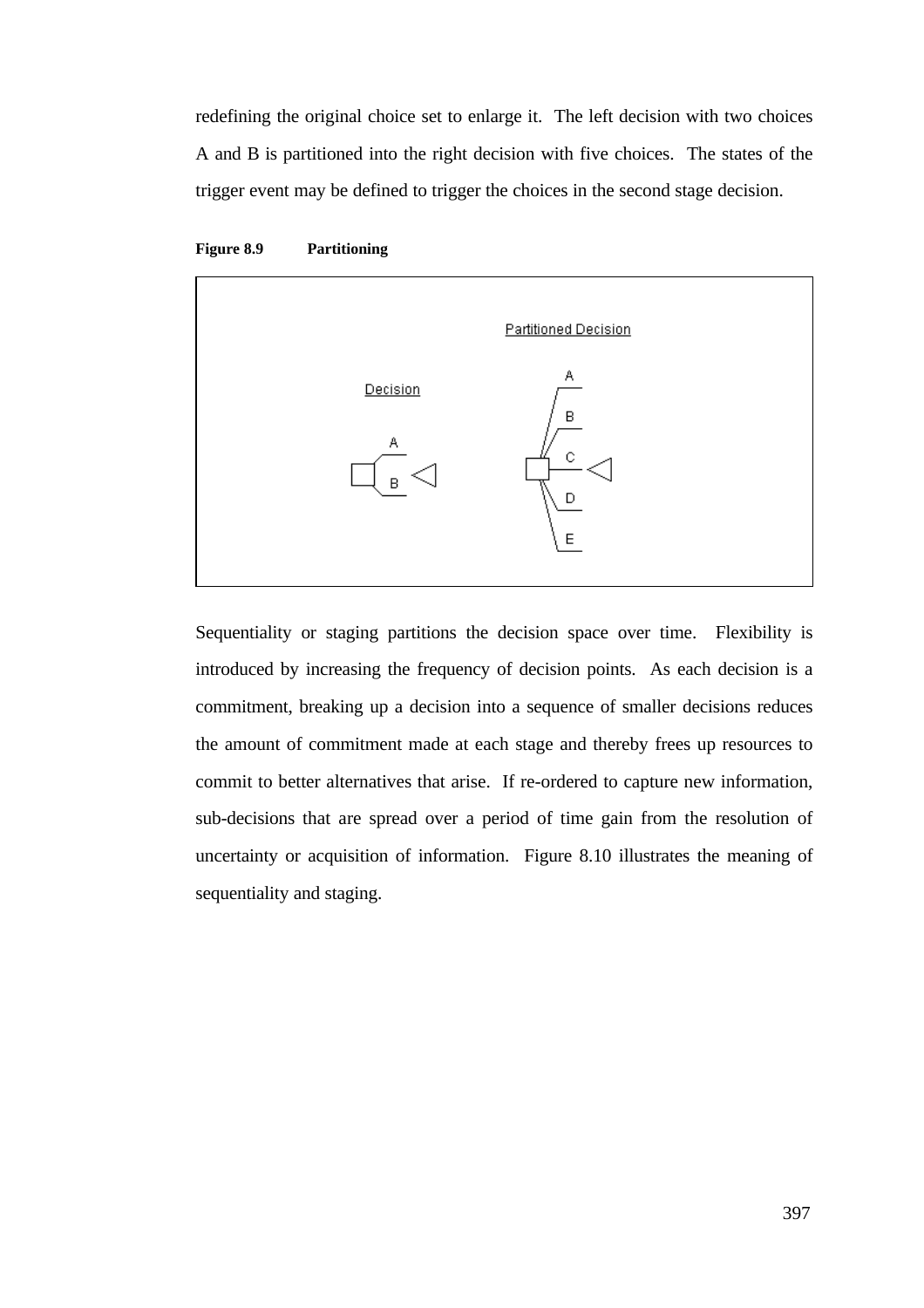redefining the original choice set to enlarge it. The left decision with two choices A and B is partitioned into the right decision with five choices. The states of the trigger event may be defined to trigger the choices in the second stage decision.

**Figure 8.9 Partitioning**

Sequentiality or staging partitions the decision space over time. Flexibility is introduced by increasing the frequency of decision points. As each decision is a commitment, breaking up a decision into a sequence of smaller decisions reduces the amount of commitment made at each stage and thereby frees up resources to commit to better alternatives that arise. If re-ordered to capture new information, sub-decisions that are spread over a period of time gain from the resolution of uncertainty or acquisition of information. Figure 8.10 illustrates the meaning of sequentiality and staging.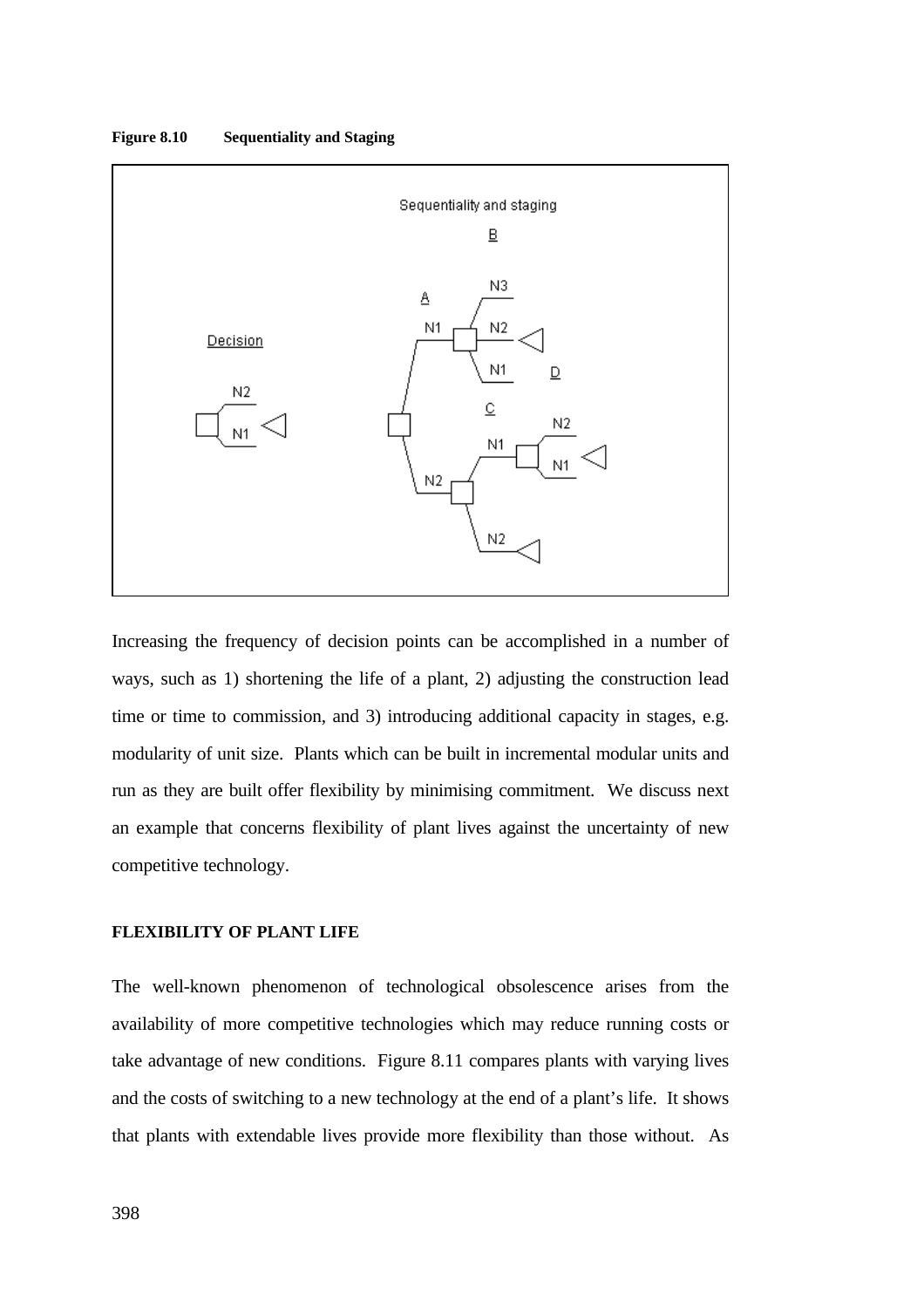**Figure 8.10 Sequentiality and Staging**

Increasing the frequency of decision points can be accomplished in a number of ways, such as 1) shortening the life of a plant, 2) adjusting the construction lead time or time to commission, and 3) introducing additional capacity in stages, e.g. modularity of unit size. Plants which can be built in incremental modular units and run as they are built offer flexibility by minimising commitment. We discuss next an example that concerns flexibility of plant lives against the uncertainty of new competitive technology.

## FLEXIBILITY OF PLANT LIFE

The well-known phenomenon of technological obsolescence arises from the availability of more competitive technologies which may reduce running costs or take advantage of new conditions. Figure 8.11 compares plants with varying lives and the costs of switching to a new technology at the end of a plant's life. It shows that plants with extendable lives provide more flexibility than those without. As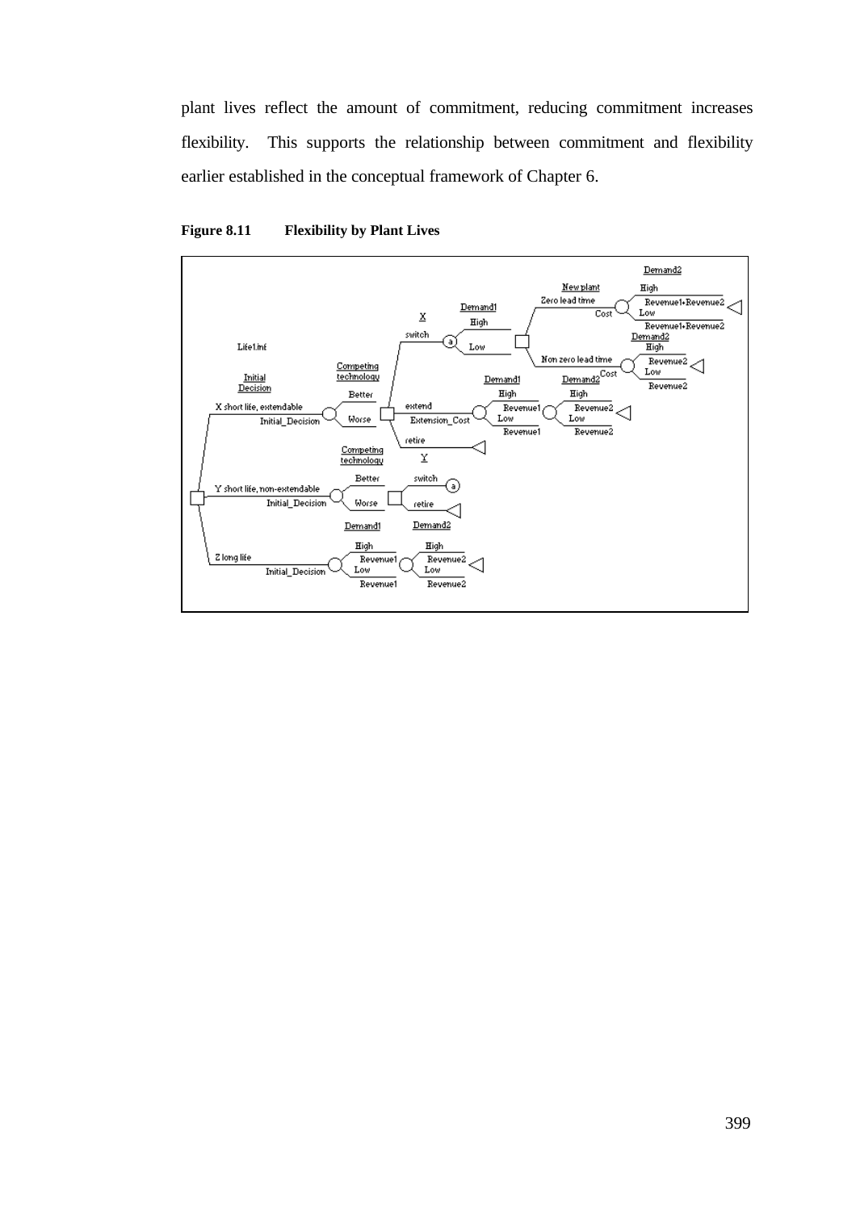plant lives reflect the amount of commitment, reducing commitment increases flexibility. This supports the relationship between commitment and flexibility earlier established in the conceptual framework of Chapter 6.

**Figure 8.11 Flexibility by Plant Lives**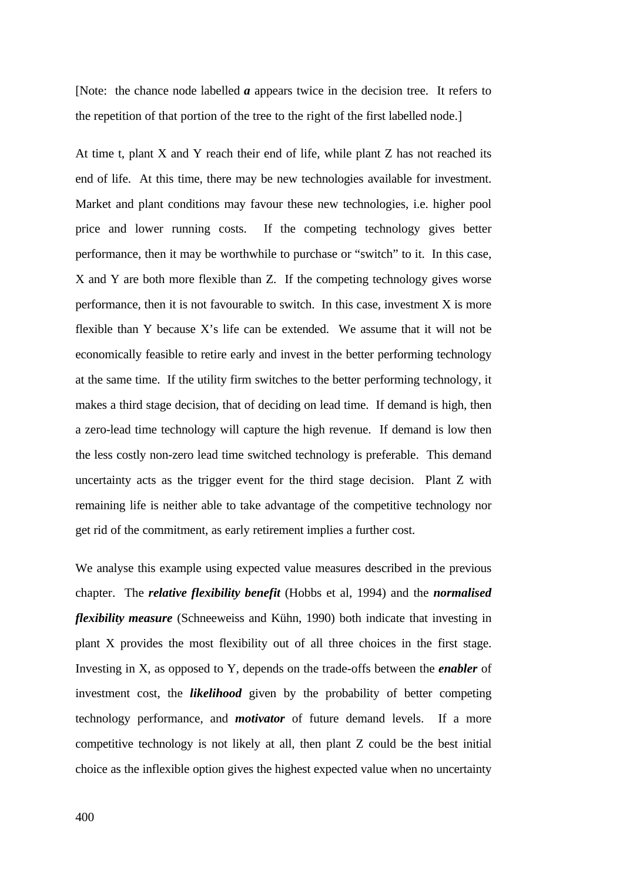[Note: the chance node labelled ***a*** appears twice in the decision tree. It refers to the repetition of that portion of the tree to the right of the first labelled node.]

At time t, plant X and Y reach their end of life, while plant Z has not reached its end of life. At this time, there may be new technologies available for investment. Market and plant conditions may favour these new technologies, i.e. higher pool price and lower running costs. If the competing technology gives better performance, then it may be worthwhile to purchase or "switch" to it. In this case, X and Y are both more flexible than Z. If the competing technology gives worse performance, then it is not favourable to switch. In this case, investment X is more flexible than Y because X's life can be extended. We assume that it will not be economically feasible to retire early and invest in the better performing technology at the same time. If the utility firm switches to the better performing technology, it makes a third stage decision, that of deciding on lead time. If demand is high, then a zero-lead time technology will capture the high revenue. If demand is low then the less costly non-zero lead time switched technology is preferable. This demand uncertainty acts as the trigger event for the third stage decision. Plant Z with remaining life is neither able to take advantage of the competitive technology nor get rid of the commitment, as early retirement implies a further cost.

We analyse this example using expected value measures described in the previous chapter. The ***relative flexibility benefit*** (Hobbs et al, 1994) and the ***normalised flexibility measure*** (Schneeweiss and Kühn, 1990) both indicate that investing in plant X provides the most flexibility out of all three choices in the first stage. Investing in X, as opposed to Y, depends on the trade-offs between the ***enabler*** of investment cost, the ***likelihood*** given by the probability of better competing technology performance, and ***motivator*** of future demand levels. If a more competitive technology is not likely at all, then plant Z could be the best initial choice as the inflexible option gives the highest expected value when no uncertainty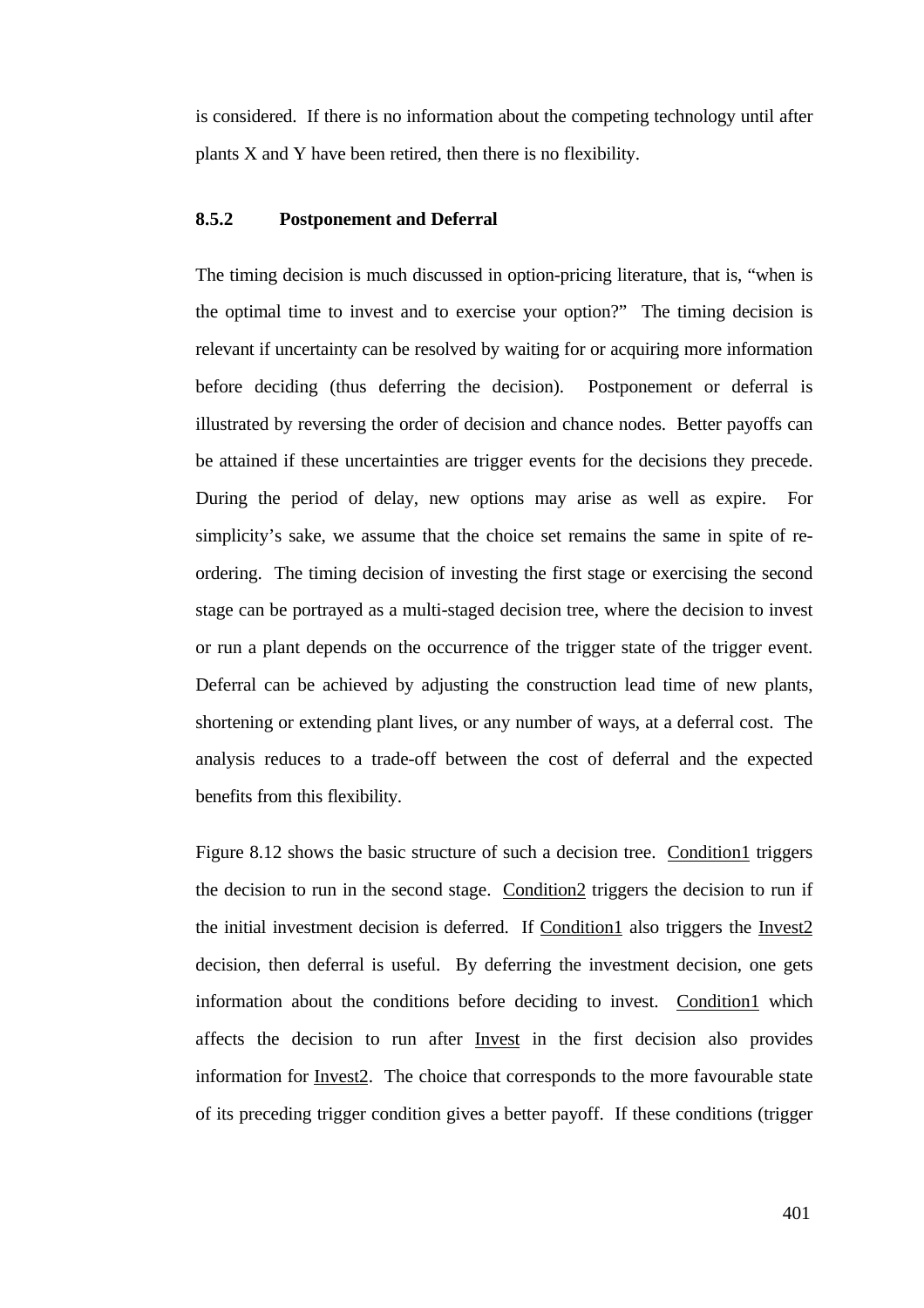is considered. If there is no information about the competing technology until after plants X and Y have been retired, then there is no flexibility.

### 8.5.2 Postponement and Deferral

The timing decision is much discussed in option-pricing literature, that is, "when is the optimal time to invest and to exercise your option?" The timing decision is relevant if uncertainty can be resolved by waiting for or acquiring more information before deciding (thus deferring the decision). Postponement or deferral is illustrated by reversing the order of decision and chance nodes. Better payoffs can be attained if these uncertainties are trigger events for the decisions they precede. During the period of delay, new options may arise as well as expire. For simplicity's sake, we assume that the choice set remains the same in spite of re-ordering. The timing decision of investing the first stage or exercising the second stage can be portrayed as a multi-staged decision tree, where the decision to invest or run a plant depends on the occurrence of the trigger state of the trigger event. Deferral can be achieved by adjusting the construction lead time of new plants, shortening or extending plant lives, or any number of ways, at a deferral cost. The analysis reduces to a trade-off between the cost of deferral and the expected benefits from this flexibility.

Figure 8.12 shows the basic structure of such a decision tree. <u>Condition1</u> triggers the decision to run in the second stage. <u>Condition2</u> triggers the decision to run if the initial investment decision is deferred. If <u>Condition1</u> also triggers the <u>Invest2</u> decision, then deferral is useful. By deferring the investment decision, one gets information about the conditions before deciding to invest. <u>Condition1</u> which affects the decision to run after <u>Invest</u> in the first decision also provides information for <u>Invest2</u>. The choice that corresponds to the more favourable state of its preceding trigger condition gives a better payoff. If these conditions (trigger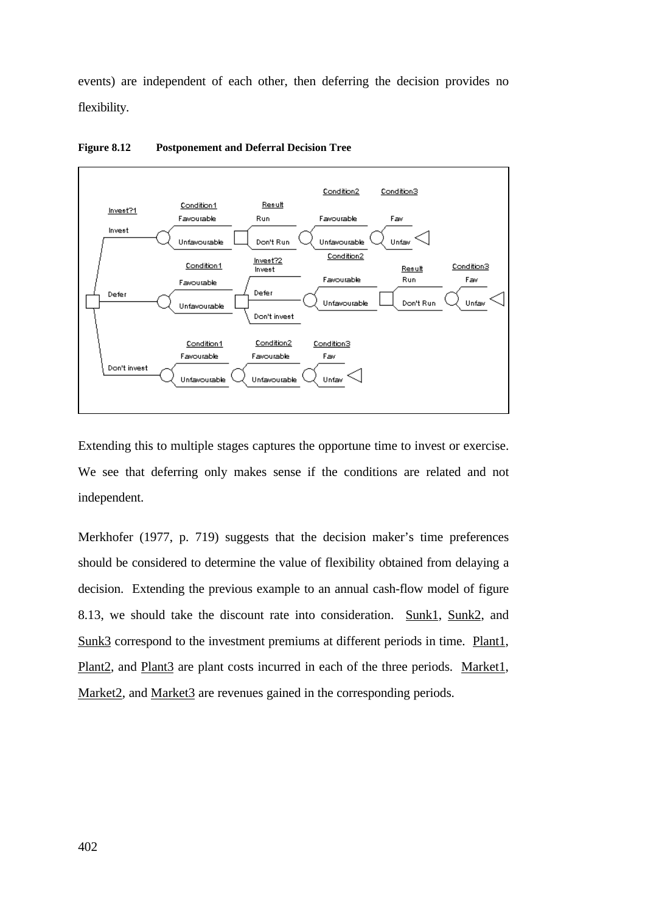events) are independent of each other, then deferring the decision provides no flexibility.

**Figure 8.12 Postponement and Deferral Decision Tree**

Extending this to multiple stages captures the opportune time to invest or exercise. We see that deferring only makes sense if the conditions are related and not independent.

Merkhofer (1977, p. 719) suggests that the decision maker's time preferences should be considered to determine the value of flexibility obtained from delaying a decision. Extending the previous example to an annual cash-flow model of figure 8.13, we should take the discount rate into consideration. Sunk1, Sunk2, and Sunk3 correspond to the investment premiums at different periods in time. Plant1, Plant2, and Plant3 are plant costs incurred in each of the three periods. Market1, Market2, and Market3 are revenues gained in the corresponding periods.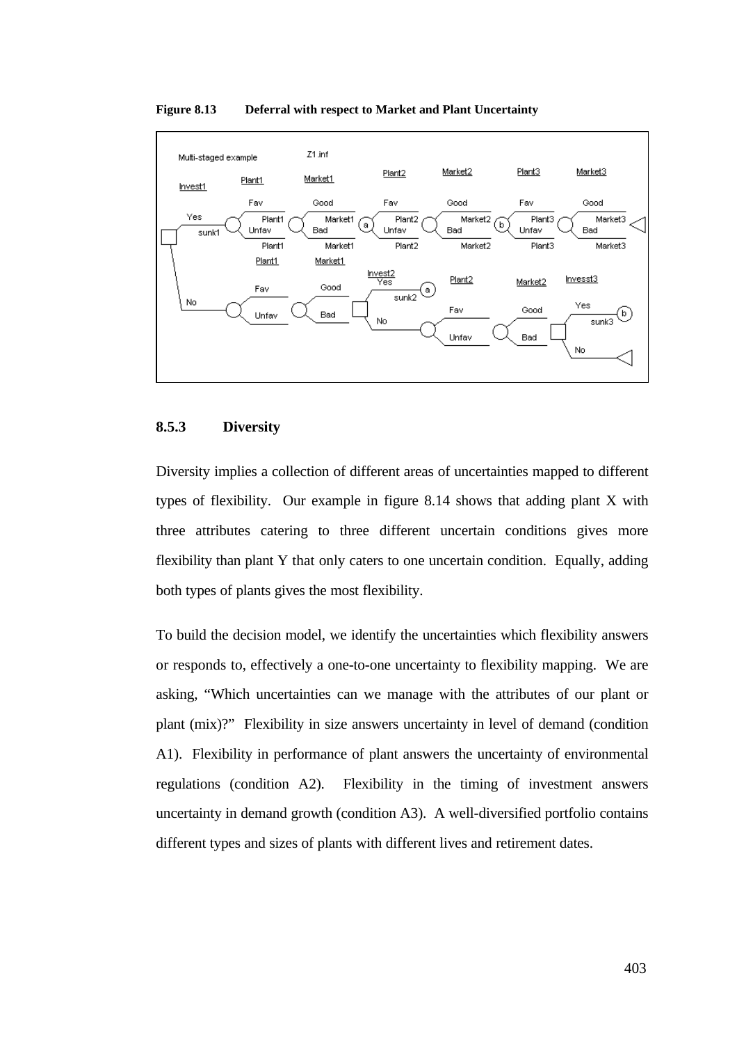**Figure 8.13 Deferral with respect to Market and Plant Uncertainty**

### 8.5.3 Diversity

Diversity implies a collection of different areas of uncertainties mapped to different types of flexibility. Our example in figure 8.14 shows that adding plant X with three attributes catering to three different uncertain conditions gives more flexibility than plant Y that only caters to one uncertain condition. Equally, adding both types of plants gives the most flexibility.

To build the decision model, we identify the uncertainties which flexibility answers or responds to, effectively a one-to-one uncertainty to flexibility mapping. We are asking, "Which uncertainties can we manage with the attributes of our plant or plant (mix)?" Flexibility in size answers uncertainty in level of demand (condition A1). Flexibility in performance of plant answers the uncertainty of environmental regulations (condition A2). Flexibility in the timing of investment answers uncertainty in demand growth (condition A3). A well-diversified portfolio contains different types and sizes of plants with different lives and retirement dates.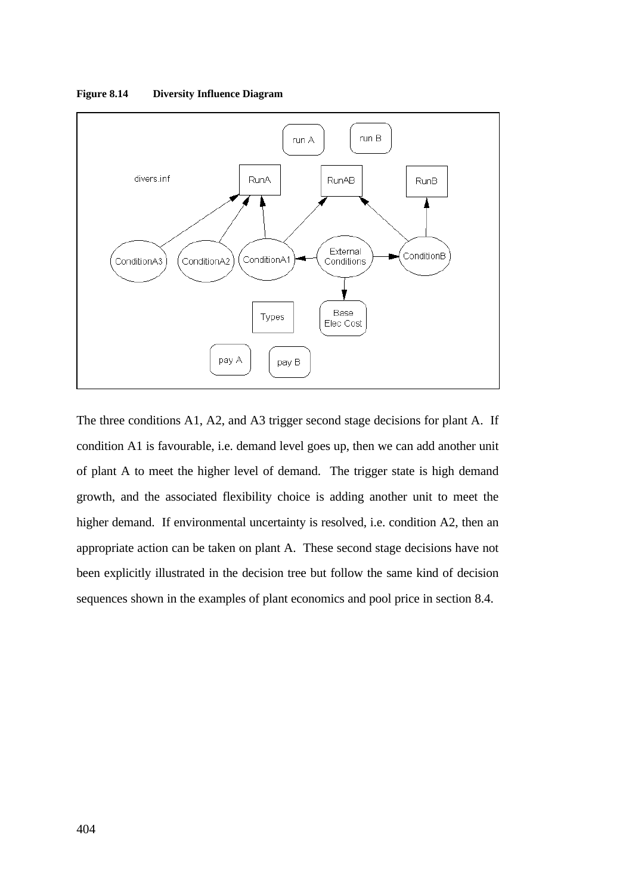**Figure 8.14 Diversity Influence Diagram**

The three conditions A1, A2, and A3 trigger second stage decisions for plant A. If condition A1 is favourable, i.e. demand level goes up, then we can add another unit of plant A to meet the higher level of demand. The trigger state is high demand growth, and the associated flexibility choice is adding another unit to meet the higher demand. If environmental uncertainty is resolved, i.e. condition A2, then an appropriate action can be taken on plant A. These second stage decisions have not been explicitly illustrated in the decision tree but follow the same kind of decision sequences shown in the examples of plant economics and pool price in section 8.4.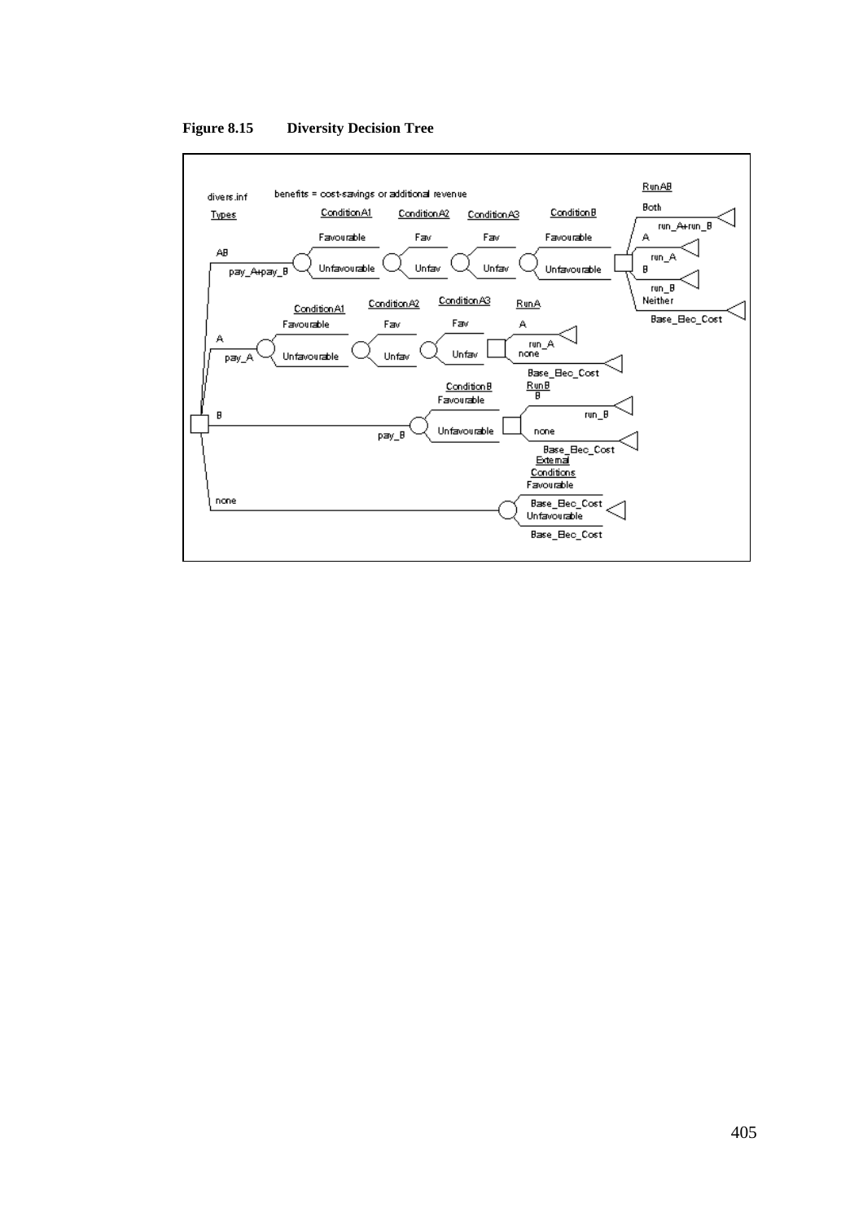**Figure 8.15 Diversity Decision Tree**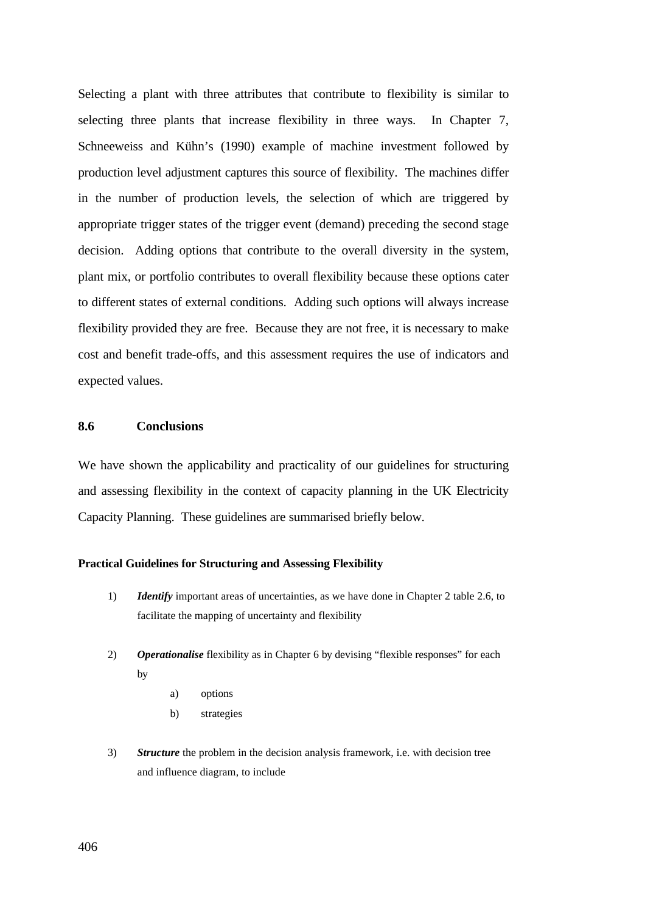Selecting a plant with three attributes that contribute to flexibility is similar to selecting three plants that increase flexibility in three ways. In Chapter 7, Schneeweiss and Kühn's (1990) example of machine investment followed by production level adjustment captures this source of flexibility. The machines differ in the number of production levels, the selection of which are triggered by appropriate trigger states of the trigger event (demand) preceding the second stage decision. Adding options that contribute to the overall diversity in the system, plant mix, or portfolio contributes to overall flexibility because these options cater to different states of external conditions. Adding such options will always increase flexibility provided they are free. Because they are not free, it is necessary to make cost and benefit trade-offs, and this assessment requires the use of indicators and expected values.

## 8.6 Conclusions

We have shown the applicability and practicality of our guidelines for structuring and assessing flexibility in the context of capacity planning in the UK Electricity Capacity Planning. These guidelines are summarised briefly below.

#### Practical Guidelines for Structuring and Assessing Flexibility

1) ***Identify*** important areas of uncertainties, as we have done in Chapter 2 table 2.6, to facilitate the mapping of uncertainty and flexibility

2) ***Operationalise*** flexibility as in Chapter 6 by devising "flexible responses" for each by

   a) options

   b) strategies

3) ***Structure*** the problem in the decision analysis framework, i.e. with decision tree and influence diagram, to include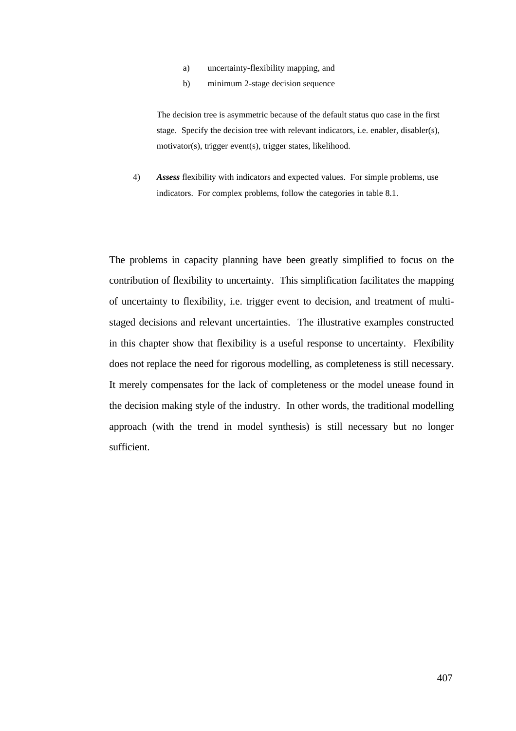a) uncertainty-flexibility mapping, and
   b) minimum 2-stage decision sequence

   The decision tree is asymmetric because of the default status quo case in the first stage. Specify the decision tree with relevant indicators, i.e. enabler, disabler(s), motivator(s), trigger event(s), trigger states, likelihood.

4) ***Assess*** flexibility with indicators and expected values. For simple problems, use indicators. For complex problems, follow the categories in table 8.1.

The problems in capacity planning have been greatly simplified to focus on the contribution of flexibility to uncertainty. This simplification facilitates the mapping of uncertainty to flexibility, i.e. trigger event to decision, and treatment of multi-staged decisions and relevant uncertainties. The illustrative examples constructed in this chapter show that flexibility is a useful response to uncertainty. Flexibility does not replace the need for rigorous modelling, as completeness is still necessary. It merely compensates for the lack of completeness or the model unease found in the decision making style of the industry. In other words, the traditional modelling approach (with the trend in model synthesis) is still necessary but no longer sufficient.